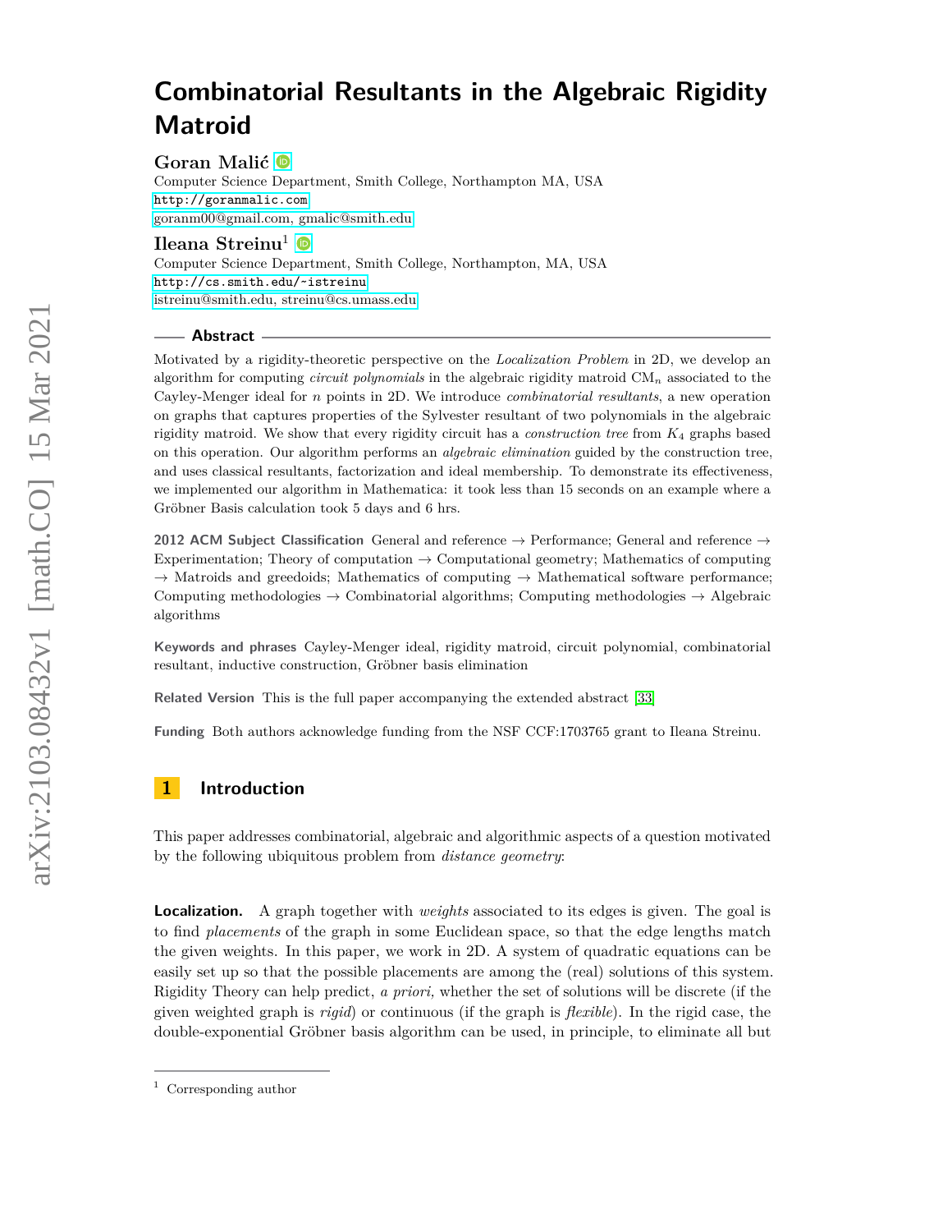# Combinatorial Resultants in the Algebraic Rigidity Matroid

**Goran Malić**
Computer Science Department, Smith College, Northampton MA, USA
http://goranmalic.com
goranm00@gmail.com, gmalic@smith.edu

**Ileana Streinu**[1]
Computer Science Department, Smith College, Northampton, MA, USA
http://cs.smith.edu/~istreinu
istreinu@smith.edu, streinu@cs.umass.edu

## Abstract

Motivated by a rigidity-theoretic perspective on the *Localization Problem* in 2D, we develop an algorithm for computing *circuit polynomials* in the algebraic rigidity matroid $\text{CM}_n$ associated to the Cayley-Menger ideal for $n$ points in 2D. We introduce *combinatorial resultants*, a new operation on graphs that captures properties of the Sylvester resultant of two polynomials in the algebraic rigidity matroid. We show that every rigidity circuit has a *construction tree* from $K_4$ graphs based on this operation. Our algorithm performs an *algebraic elimination* guided by the construction tree, and uses classical resultants, factorization and ideal membership. To demonstrate its effectiveness, we implemented our algorithm in Mathematica: it took less than 15 seconds on an example where a Gröbner Basis calculation took 5 days and 6 hrs.

**2012 ACM Subject Classification** General and reference → Performance; General and reference → Experimentation; Theory of computation → Computational geometry; Mathematics of computing → Matroids and greedoids; Mathematics of computing → Mathematical software performance; Computing methodologies → Combinatorial algorithms; Computing methodologies → Algebraic algorithms

**Keywords and phrases** Cayley-Menger ideal, rigidity matroid, circuit polynomial, combinatorial resultant, inductive construction, Gröbner basis elimination

**Related Version** This is the full paper accompanying the extended abstract [33]

**Funding** Both authors acknowledge funding from the NSF CCF:1703765 grant to Ileana Streinu.

## 1 Introduction

This paper addresses combinatorial, algebraic and algorithmic aspects of a question motivated by the following ubiquitous problem from *distance geometry*:

**Localization.** A graph together with *weights* associated to its edges is given. The goal is to find *placements* of the graph in some Euclidean space, so that the edge lengths match the given weights. In this paper, we work in 2D. A system of quadratic equations can be easily set up so that the possible placements are among the (real) solutions of this system. Rigidity Theory can help predict, *a priori,* whether the set of solutions will be discrete (if the given weighted graph is *rigid*) or continuous (if the graph is *flexible*). In the rigid case, the double-exponential Gröbner basis algorithm can be used, in principle, to eliminate all but

[1] Corresponding author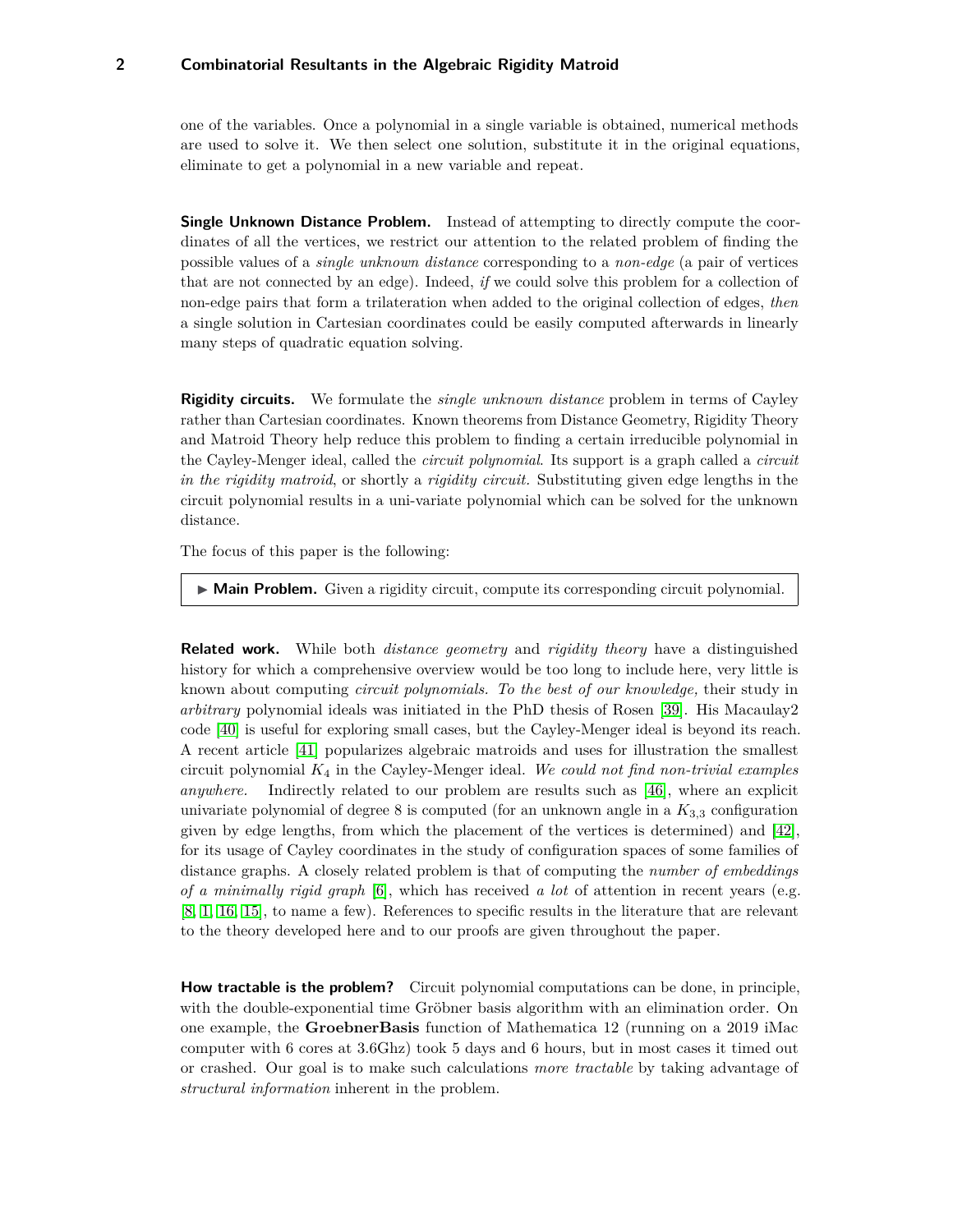one of the variables. Once a polynomial in a single variable is obtained, numerical methods are used to solve it. We then select one solution, substitute it in the original equations, eliminate to get a polynomial in a new variable and repeat.

**Single Unknown Distance Problem.** Instead of attempting to directly compute the coordinates of all the vertices, we restrict our attention to the related problem of finding the possible values of a *single unknown distance* corresponding to a *non-edge* (a pair of vertices that are not connected by an edge). Indeed, *if* we could solve this problem for a collection of non-edge pairs that form a trilateration when added to the original collection of edges, *then* a single solution in Cartesian coordinates could be easily computed afterwards in linearly many steps of quadratic equation solving.

**Rigidity circuits.** We formulate the *single unknown distance* problem in terms of Cayley rather than Cartesian coordinates. Known theorems from Distance Geometry, Rigidity Theory and Matroid Theory help reduce this problem to finding a certain irreducible polynomial in the Cayley-Menger ideal, called the *circuit polynomial*. Its support is a graph called a *circuit in the rigidity matroid*, or shortly a *rigidity circuit*. Substituting given edge lengths in the circuit polynomial results in a uni-variate polynomial which can be solved for the unknown distance.

The focus of this paper is the following:

▶ **Main Problem.** Given a rigidity circuit, compute its corresponding circuit polynomial.

**Related work.** While both *distance geometry* and *rigidity theory* have a distinguished history for which a comprehensive overview would be too long to include here, very little is known about computing *circuit polynomials. To the best of our knowledge,* their study in *arbitrary* polynomial ideals was initiated in the PhD thesis of Rosen [39]. His Macaulay2 code [40] is useful for exploring small cases, but the Cayley-Menger ideal is beyond its reach. A recent article [41] popularizes algebraic matroids and uses for illustration the smallest circuit polynomial $K_4$ in the Cayley-Menger ideal. *We could not find non-trivial examples anywhere.* Indirectly related to our problem are results such as [46], where an explicit univariate polynomial of degree 8 is computed (for an unknown angle in a $K_{3,3}$ configuration given by edge lengths, from which the placement of the vertices is determined) and [42], for its usage of Cayley coordinates in the study of configuration spaces of some families of distance graphs. A closely related problem is that of computing the *number of embeddings of a minimally rigid graph* [6], which has received *a lot* of attention in recent years (e.g. [8, 1, 16, 15], to name a few). References to specific results in the literature that are relevant to the theory developed here and to our proofs are given throughout the paper.

**How tractable is the problem?** Circuit polynomial computations can be done, in principle, with the double-exponential time Gröbner basis algorithm with an elimination order. On one example, the **GroebnerBasis** function of Mathematica 12 (running on a 2019 iMac computer with 6 cores at 3.6Ghz) took 5 days and 6 hours, but in most cases it timed out or crashed. Our goal is to make such calculations *more tractable* by taking advantage of *structural information* inherent in the problem.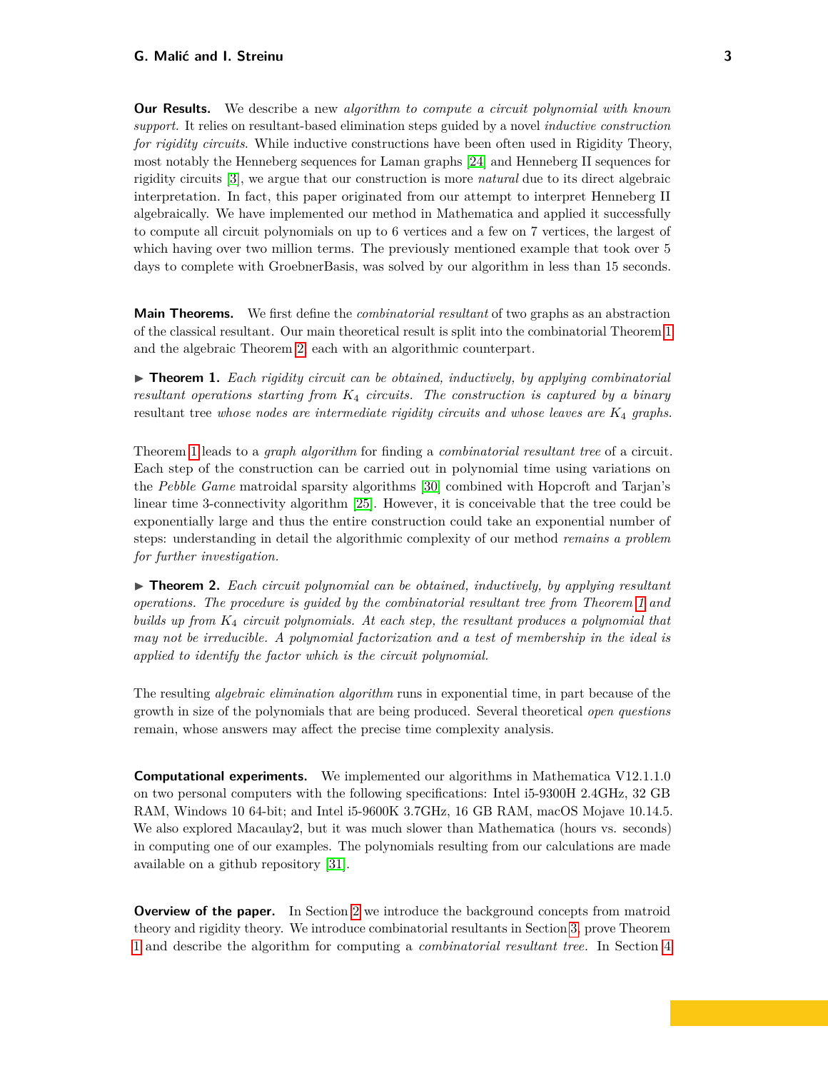**Our Results.** We describe a new *algorithm to compute a circuit polynomial with known support.* It relies on resultant-based elimination steps guided by a novel *inductive construction for rigidity circuits.* While inductive constructions have been often used in Rigidity Theory, most notably the Henneberg sequences for Laman graphs [24] and Henneberg II sequences for rigidity circuits [3], we argue that our construction is more *natural* due to its direct algebraic interpretation. In fact, this paper originated from our attempt to interpret Henneberg II algebraically. We have implemented our method in Mathematica and applied it successfully to compute all circuit polynomials on up to 6 vertices and a few on 7 vertices, the largest of which having over two million terms. The previously mentioned example that took over 5 days to complete with GroebnerBasis, was solved by our algorithm in less than 15 seconds.

**Main Theorems.** We first define the *combinatorial resultant* of two graphs as an abstraction of the classical resultant. Our main theoretical result is split into the combinatorial Theorem 1 and the algebraic Theorem 2, each with an algorithmic counterpart.

▶ **Theorem 1.** *Each rigidity circuit can be obtained, inductively, by applying combinatorial resultant operations starting from $K_4$ circuits. The construction is captured by a binary* resultant tree *whose nodes are intermediate rigidity circuits and whose leaves are $K_4$ graphs.*

Theorem 1 leads to a *graph algorithm* for finding a *combinatorial resultant tree* of a circuit. Each step of the construction can be carried out in polynomial time using variations on the *Pebble Game* matroidal sparsity algorithms [30] combined with Hopcroft and Tarjan's linear time 3-connectivity algorithm [25]. However, it is conceivable that the tree could be exponentially large and thus the entire construction could take an exponential number of steps: understanding in detail the algorithmic complexity of our method *remains a problem for further investigation.*

▶ **Theorem 2.** *Each circuit polynomial can be obtained, inductively, by applying resultant operations. The procedure is guided by the combinatorial resultant tree from Theorem 1 and builds up from $K_4$ circuit polynomials. At each step, the resultant produces a polynomial that may not be irreducible. A polynomial factorization and a test of membership in the ideal is applied to identify the factor which is the circuit polynomial.*

The resulting *algebraic elimination algorithm* runs in exponential time, in part because of the growth in size of the polynomials that are being produced. Several theoretical *open questions* remain, whose answers may affect the precise time complexity analysis.

**Computational experiments.** We implemented our algorithms in Mathematica V12.1.1.0 on two personal computers with the following specifications: Intel i5-9300H 2.4GHz, 32 GB RAM, Windows 10 64-bit; and Intel i5-9600K 3.7GHz, 16 GB RAM, macOS Mojave 10.14.5. We also explored Macaulay2, but it was much slower than Mathematica (hours vs. seconds) in computing one of our examples. The polynomials resulting from our calculations are made available on a github repository [31].

**Overview of the paper.** In Section 2 we introduce the background concepts from matroid theory and rigidity theory. We introduce combinatorial resultants in Section 3, prove Theorem 1 and describe the algorithm for computing a *combinatorial resultant tree.* In Section 4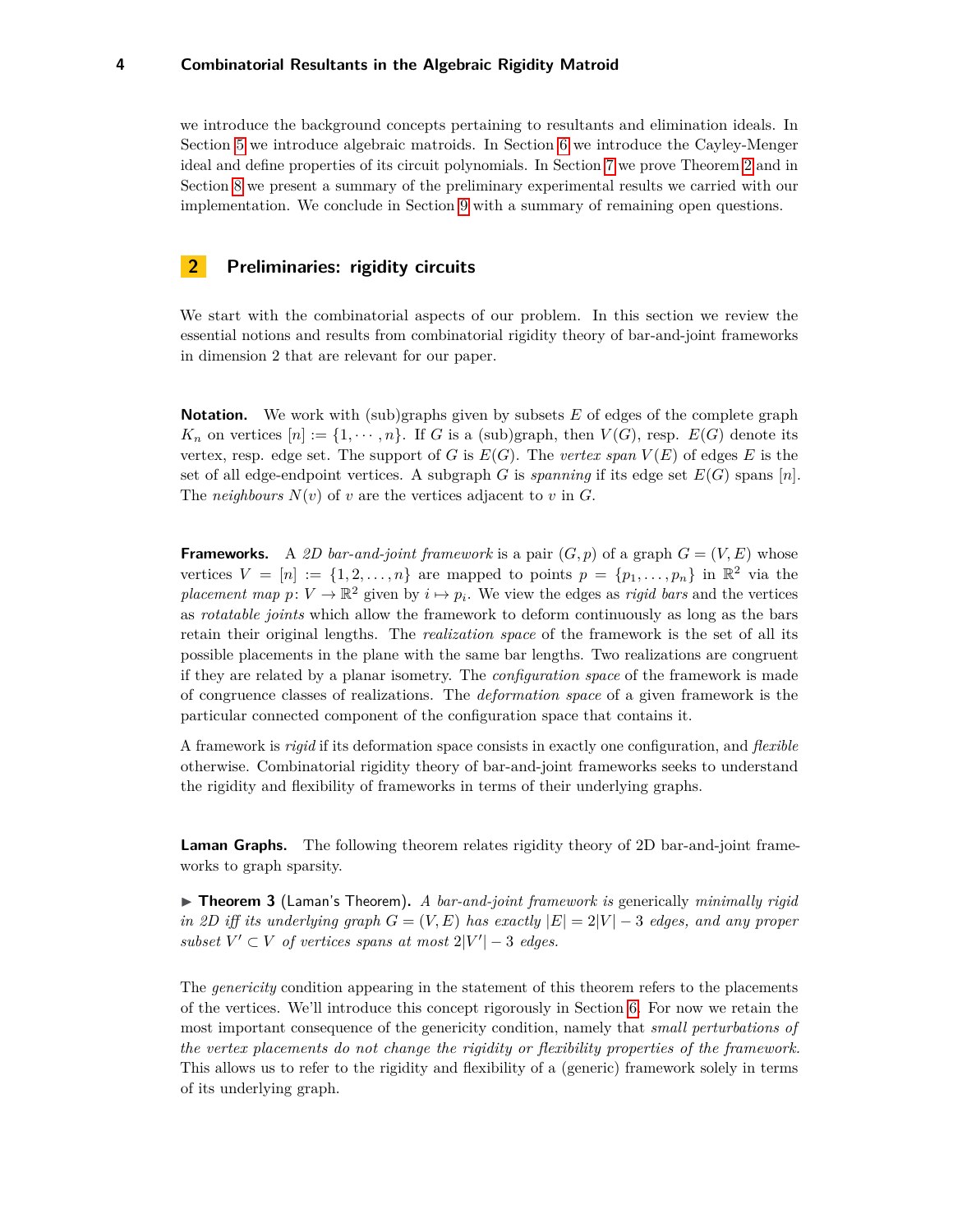we introduce the background concepts pertaining to resultants and elimination ideals. In Section 5 we introduce algebraic matroids. In Section 6 we introduce the Cayley-Menger ideal and define properties of its circuit polynomials. In Section 7 we prove Theorem 2 and in Section 8 we present a summary of the preliminary experimental results we carried with our implementation. We conclude in Section 9 with a summary of remaining open questions.

## 2 Preliminaries: rigidity circuits

We start with the combinatorial aspects of our problem. In this section we review the essential notions and results from combinatorial rigidity theory of bar-and-joint frameworks in dimension 2 that are relevant for our paper.

**Notation.** We work with (sub)graphs given by subsets $E$ of edges of the complete graph $K_n$ on vertices $[n] := \{1, \cdots, n\}$. If $G$ is a (sub)graph, then $V(G)$, resp. $E(G)$ denote its vertex, resp. edge set. The support of $G$ is $E(G)$. The *vertex span* $V(E)$ of edges $E$ is the set of all edge-endpoint vertices. A subgraph $G$ is *spanning* if its edge set $E(G)$ spans $[n]$. The *neighbours* $N(v)$ of $v$ are the vertices adjacent to $v$ in $G$.

**Frameworks.** A *2D bar-and-joint framework* is a pair $(G, p)$ of a graph $G = (V, E)$ whose vertices $V = [n] := \{1, 2, \ldots, n\}$ are mapped to points $p = \{p_1, \ldots, p_n\}$ in $\mathbb{R}^2$ via the *placement map* $p\colon V \to \mathbb{R}^2$ given by $i \mapsto p_i$. We view the edges as *rigid bars* and the vertices as *rotatable joints* which allow the framework to deform continuously as long as the bars retain their original lengths. The *realization space* of the framework is the set of all its possible placements in the plane with the same bar lengths. Two realizations are congruent if they are related by a planar isometry. The *configuration space* of the framework is made of congruence classes of realizations. The *deformation space* of a given framework is the particular connected component of the configuration space that contains it.

A framework is *rigid* if its deformation space consists in exactly one configuration, and *flexible* otherwise. Combinatorial rigidity theory of bar-and-joint frameworks seeks to understand the rigidity and flexibility of frameworks in terms of their underlying graphs.

**Laman Graphs.** The following theorem relates rigidity theory of 2D bar-and-joint frameworks to graph sparsity.

▶ **Theorem 3** (Laman's Theorem). *A bar-and-joint framework is* generically *minimally rigid in 2D iff its underlying graph $G = (V, E)$ has exactly $|E| = 2|V| - 3$ edges, and any proper subset $V' \subset V$ of vertices spans at most $2|V'| - 3$ edges.*

The *genericity* condition appearing in the statement of this theorem refers to the placements of the vertices. We'll introduce this concept rigorously in Section 6. For now we retain the most important consequence of the genericity condition, namely that *small perturbations of the vertex placements do not change the rigidity or flexibility properties of the framework*. This allows us to refer to the rigidity and flexibility of a (generic) framework solely in terms of its underlying graph.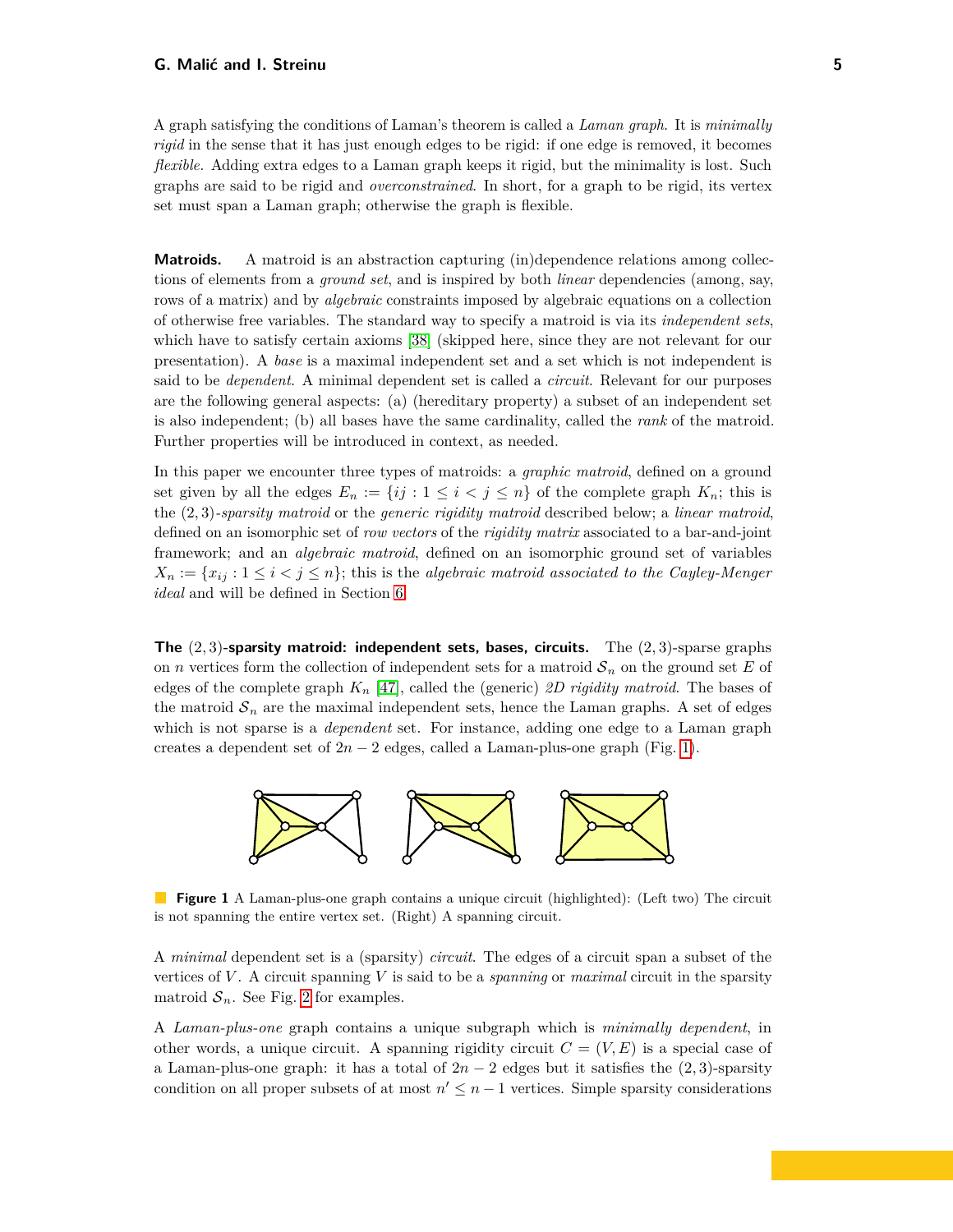A graph satisfying the conditions of Laman's theorem is called a *Laman graph*. It is *minimally rigid* in the sense that it has just enough edges to be rigid: if one edge is removed, it becomes *flexible*. Adding extra edges to a Laman graph keeps it rigid, but the minimality is lost. Such graphs are said to be rigid and *overconstrained*. In short, for a graph to be rigid, its vertex set must span a Laman graph; otherwise the graph is flexible.

**Matroids.** A matroid is an abstraction capturing (in)dependence relations among collections of elements from a *ground set*, and is inspired by both *linear* dependencies (among, say, rows of a matrix) and by *algebraic* constraints imposed by algebraic equations on a collection of otherwise free variables. The standard way to specify a matroid is via its *independent sets*, which have to satisfy certain axioms [38] (skipped here, since they are not relevant for our presentation). A *base* is a maximal independent set and a set which is not independent is said to be *dependent*. A minimal dependent set is called a *circuit*. Relevant for our purposes are the following general aspects: (a) (hereditary property) a subset of an independent set is also independent; (b) all bases have the same cardinality, called the *rank* of the matroid. Further properties will be introduced in context, as needed.

In this paper we encounter three types of matroids: a *graphic matroid*, defined on a ground set given by all the edges $E_n := \{ij : 1 \leq i < j \leq n\}$ of the complete graph $K_n$; this is the $(2,3)$*-sparsity matroid* or the *generic rigidity matroid* described below; a *linear matroid*, defined on an isomorphic set of *row vectors* of the *rigidity matrix* associated to a bar-and-joint framework; and an *algebraic matroid*, defined on an isomorphic ground set of variables $X_n := \{x_{ij} : 1 \leq i < j \leq n\}$; this is the *algebraic matroid associated to the Cayley-Menger ideal* and will be defined in Section 6.

**The $(2,3)$-sparsity matroid: independent sets, bases, circuits.** The $(2,3)$-sparse graphs on $n$ vertices form the collection of independent sets for a matroid $\mathcal{S}_n$ on the ground set $E$ of edges of the complete graph $K_n$ [47], called the (generic) *2D rigidity matroid*. The bases of the matroid $\mathcal{S}_n$ are the maximal independent sets, hence the Laman graphs. A set of edges which is not sparse is a *dependent* set. For instance, adding one edge to a Laman graph creates a dependent set of $2n-2$ edges, called a Laman-plus-one graph (Fig. 1).

**Figure 1** A Laman-plus-one graph contains a unique circuit (highlighted): (Left two) The circuit is not spanning the entire vertex set. (Right) A spanning circuit.

A *minimal* dependent set is a (sparsity) *circuit*. The edges of a circuit span a subset of the vertices of $V$. A circuit spanning $V$ is said to be a *spanning* or *maximal* circuit in the sparsity matroid $\mathcal{S}_n$. See Fig. 2 for examples.

A *Laman-plus-one* graph contains a unique subgraph which is *minimally dependent*, in other words, a unique circuit. A spanning rigidity circuit $C = (V, E)$ is a special case of a Laman-plus-one graph: it has a total of $2n-2$ edges but it satisfies the $(2,3)$-sparsity condition on all proper subsets of at most $n' \leq n-1$ vertices. Simple sparsity considerations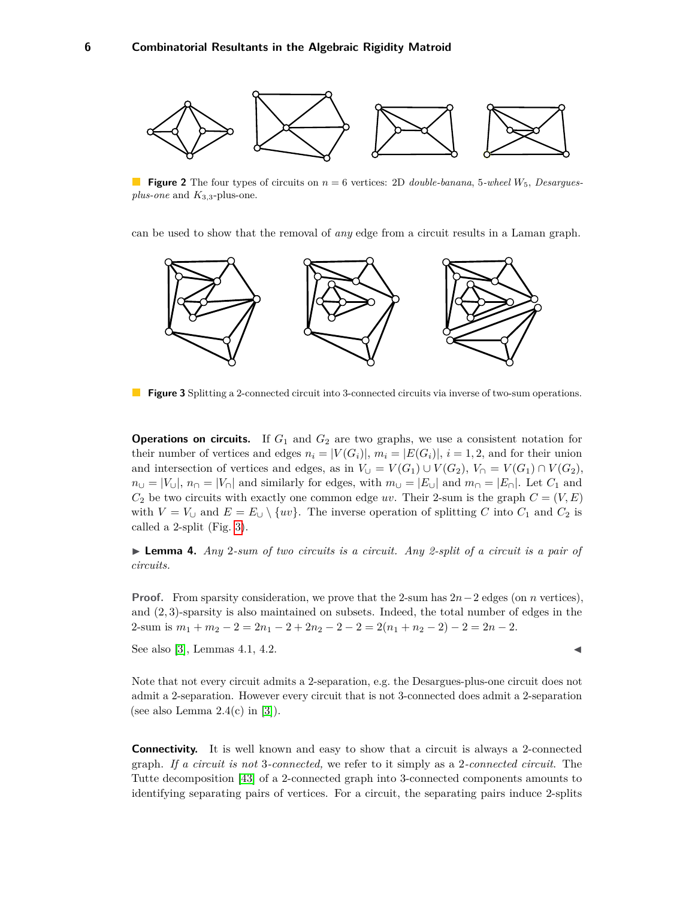**Figure 2** The four types of circuits on $n = 6$ vertices: 2D *double-banana*, 5-*wheel* $W_5$, *Desargues-plus-one* and $K_{3,3}$-plus-one.

can be used to show that the removal of *any* edge from a circuit results in a Laman graph.

**Figure 3** Splitting a 2-connected circuit into 3-connected circuits via inverse of two-sum operations.

**Operations on circuits.** If $G_1$ and $G_2$ are two graphs, we use a consistent notation for their number of vertices and edges $n_i = |V(G_i)|$, $m_i = |E(G_i)|$, $i = 1, 2$, and for their union and intersection of vertices and edges, as in $V_\cup = V(G_1) \cup V(G_2)$, $V_\cap = V(G_1) \cap V(G_2)$, $n_\cup = |V_\cup|$, $n_\cap = |V_\cap|$ and similarly for edges, with $m_\cup = |E_\cup|$ and $m_\cap = |E_\cap|$. Let $C_1$ and $C_2$ be two circuits with exactly one common edge $uv$. Their 2-sum is the graph $C = (V, E)$ with $V = V_\cup$ and $E = E_\cup \setminus \{uv\}$. The inverse operation of splitting $C$ into $C_1$ and $C_2$ is called a 2-split (Fig. 3).

▶ **Lemma 4.** *Any* 2*-sum of two circuits is a circuit. Any 2-split of a circuit is a pair of circuits.*

**Proof.** From sparsity consideration, we prove that the 2-sum has $2n-2$ edges (on $n$ vertices), and $(2,3)$-sparsity is also maintained on subsets. Indeed, the total number of edges in the 2-sum is $m_1 + m_2 - 2 = 2n_1 - 2 + 2n_2 - 2 - 2 = 2(n_1 + n_2 - 2) - 2 = 2n - 2$.

See also [3], Lemmas 4.1, 4.2. ◀

Note that not every circuit admits a 2-separation, e.g. the Desargues-plus-one circuit does not admit a 2-separation. However every circuit that is not 3-connected does admit a 2-separation (see also Lemma 2.4(c) in [3]).

**Connectivity.** It is well known and easy to show that a circuit is always a 2-connected graph. *If a circuit is not* 3*-connected,* we refer to it simply as a 2*-connected circuit*. The Tutte decomposition [43] of a 2-connected graph into 3-connected components amounts to identifying separating pairs of vertices. For a circuit, the separating pairs induce 2-splits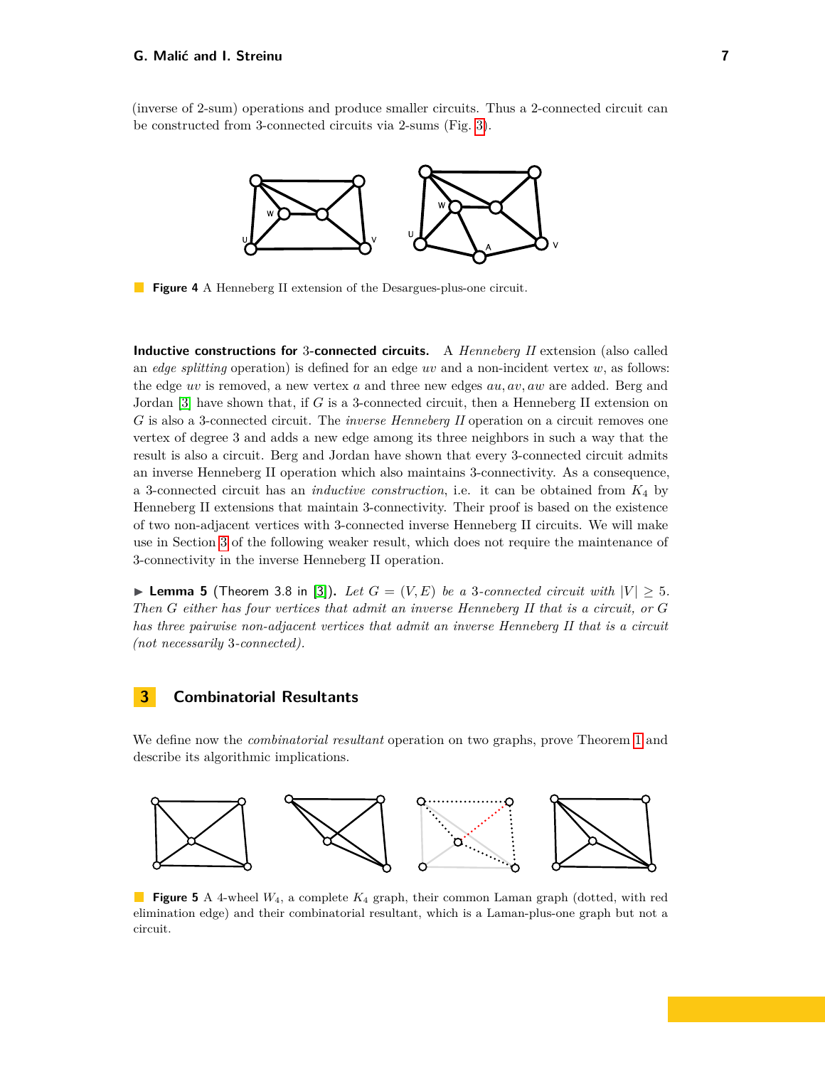(inverse of 2-sum) operations and produce smaller circuits. Thus a 2-connected circuit can be constructed from 3-connected circuits via 2-sums (Fig. 3).

**Figure 4** A Henneberg II extension of the Desargues-plus-one circuit.

**Inductive constructions for 3-connected circuits.** A *Henneberg II* extension (also called an *edge splitting* operation) is defined for an edge $uv$ and a non-incident vertex $w$, as follows: the edge $uv$ is removed, a new vertex $a$ and three new edges $au, av, aw$ are added. Berg and Jordan [3] have shown that, if $G$ is a 3-connected circuit, then a Henneberg II extension on $G$ is also a 3-connected circuit. The *inverse Henneberg II* operation on a circuit removes one vertex of degree 3 and adds a new edge among its three neighbors in such a way that the result is also a circuit. Berg and Jordan have shown that every 3-connected circuit admits an inverse Henneberg II operation which also maintains 3-connectivity. As a consequence, a 3-connected circuit has an *inductive construction*, i.e. it can be obtained from $K_4$ by Henneberg II extensions that maintain 3-connectivity. Their proof is based on the existence of two non-adjacent vertices with 3-connected inverse Henneberg II circuits. We will make use in Section 3 of the following weaker result, which does not require the maintenance of 3-connectivity in the inverse Henneberg II operation.

▶ **Lemma 5** (Theorem 3.8 in [3]). *Let $G = (V, E)$ be a 3-connected circuit with $|V| \geq 5$. Then $G$ either has four vertices that admit an inverse Henneberg II that is a circuit, or $G$ has three pairwise non-adjacent vertices that admit an inverse Henneberg II that is a circuit (not necessarily 3-connected).*

## 3 Combinatorial Resultants

We define now the *combinatorial resultant* operation on two graphs, prove Theorem 1 and describe its algorithmic implications.

**Figure 5** A 4-wheel $W_4$, a complete $K_4$ graph, their common Laman graph (dotted, with red elimination edge) and their combinatorial resultant, which is a Laman-plus-one graph but not a circuit.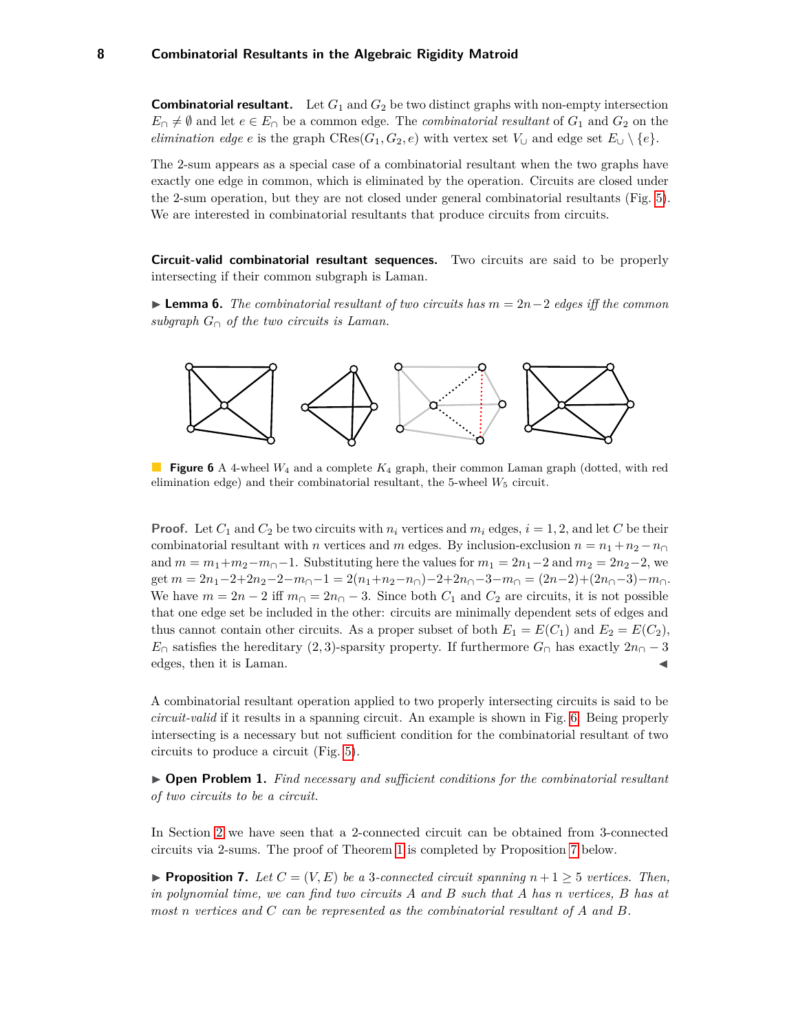**Combinatorial resultant.** Let $G_1$ and $G_2$ be two distinct graphs with non-empty intersection $E_\cap \neq \emptyset$ and let $e \in E_\cap$ be a common edge. The *combinatorial resultant* of $G_1$ and $G_2$ on the *elimination edge* $e$ is the graph $\text{CRes}(G_1, G_2, e)$ with vertex set $V_\cup$ and edge set $E_\cup \setminus \{e\}$.

The 2-sum appears as a special case of a combinatorial resultant when the two graphs have exactly one edge in common, which is eliminated by the operation. Circuits are closed under the 2-sum operation, but they are not closed under general combinatorial resultants (Fig. 5). We are interested in combinatorial resultants that produce circuits from circuits.

**Circuit-valid combinatorial resultant sequences.** Two circuits are said to be properly intersecting if their common subgraph is Laman.

▶ **Lemma 6.** *The combinatorial resultant of two circuits has $m = 2n-2$ edges iff the common subgraph $G_\cap$ of the two circuits is Laman.*

**Figure 6** A 4-wheel $W_4$ and a complete $K_4$ graph, their common Laman graph (dotted, with red elimination edge) and their combinatorial resultant, the 5-wheel $W_5$ circuit.

**Proof.** Let $C_1$ and $C_2$ be two circuits with $n_i$ vertices and $m_i$ edges, $i = 1, 2$, and let $C$ be their combinatorial resultant with $n$ vertices and $m$ edges. By inclusion-exclusion $n = n_1 + n_2 - n_\cap$ and $m = m_1 + m_2 - m_\cap - 1$. Substituting here the values for $m_1 = 2n_1 - 2$ and $m_2 = 2n_2 - 2$, we get $m = 2n_1 - 2 + 2n_2 - 2 - m_\cap - 1 = 2(n_1 + n_2 - n_\cap) - 2 + 2n_\cap - 3 - m_\cap = (2n-2) + (2n_\cap - 3) - m_\cap$. We have $m = 2n - 2$ iff $m_\cap = 2n_\cap - 3$. Since both $C_1$ and $C_2$ are circuits, it is not possible that one edge set be included in the other: circuits are minimally dependent sets of edges and thus cannot contain other circuits. As a proper subset of both $E_1 = E(C_1)$ and $E_2 = E(C_2)$, $E_\cap$ satisfies the hereditary $(2, 3)$-sparsity property. If furthermore $G_\cap$ has exactly $2n_\cap - 3$ edges, then it is Laman. ◀

A combinatorial resultant operation applied to two properly intersecting circuits is said to be *circuit-valid* if it results in a spanning circuit. An example is shown in Fig. 6. Being properly intersecting is a necessary but not sufficient condition for the combinatorial resultant of two circuits to produce a circuit (Fig. 5).

▶ **Open Problem 1.** *Find necessary and sufficient conditions for the combinatorial resultant of two circuits to be a circuit.*

In Section 2 we have seen that a 2-connected circuit can be obtained from 3-connected circuits via 2-sums. The proof of Theorem 1 is completed by Proposition 7 below.

▶ **Proposition 7.** *Let $C = (V, E)$ be a 3-connected circuit spanning $n + 1 \geq 5$ vertices. Then, in polynomial time, we can find two circuits $A$ and $B$ such that $A$ has $n$ vertices, $B$ has at most $n$ vertices and $C$ can be represented as the combinatorial resultant of $A$ and $B$.*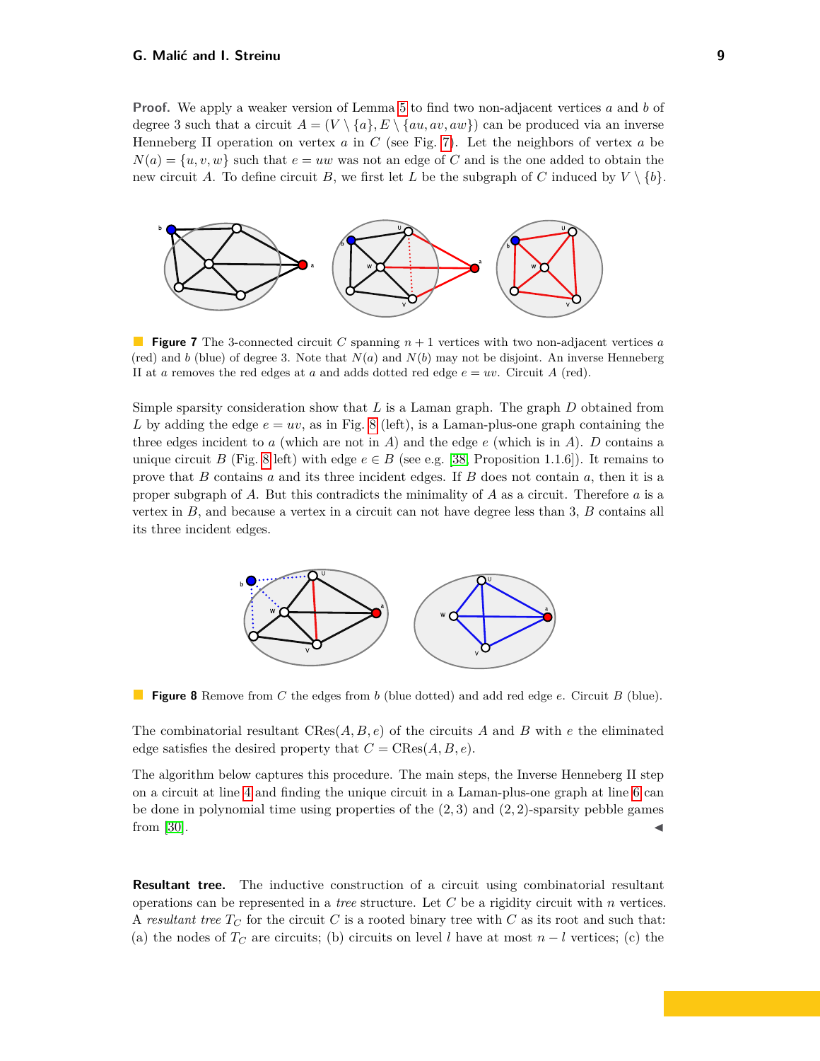**Proof.** We apply a weaker version of Lemma 5 to find two non-adjacent vertices $a$ and $b$ of degree 3 such that a circuit $A = (V \setminus \{a\}, E \setminus \{au, av, aw\})$ can be produced via an inverse Henneberg II operation on vertex $a$ in $C$ (see Fig. 7). Let the neighbors of vertex $a$ be $N(a) = \{u, v, w\}$ such that $e = uw$ was not an edge of $C$ and is the one added to obtain the new circuit $A$. To define circuit $B$, we first let $L$ be the subgraph of $C$ induced by $V \setminus \{b\}$.

**Figure 7** The 3-connected circuit $C$ spanning $n+1$ vertices with two non-adjacent vertices $a$ (red) and $b$ (blue) of degree 3. Note that $N(a)$ and $N(b)$ may not be disjoint. An inverse Henneberg II at $a$ removes the red edges at $a$ and adds dotted red edge $e = uv$. Circuit $A$ (red).

Simple sparsity consideration show that $L$ is a Laman graph. The graph $D$ obtained from $L$ by adding the edge $e = uv$, as in Fig. 8 (left), is a Laman-plus-one graph containing the three edges incident to $a$ (which are not in $A$) and the edge $e$ (which is in $A$). $D$ contains a unique circuit $B$ (Fig. 8 left) with edge $e \in B$ (see e.g. [38, Proposition 1.1.6]). It remains to prove that $B$ contains $a$ and its three incident edges. If $B$ does not contain $a$, then it is a proper subgraph of $A$. But this contradicts the minimality of $A$ as a circuit. Therefore $a$ is a vertex in $B$, and because a vertex in a circuit can not have degree less than 3, $B$ contains all its three incident edges.

**Figure 8** Remove from $C$ the edges from $b$ (blue dotted) and add red edge $e$. Circuit $B$ (blue).

The combinatorial resultant $\mathrm{CRes}(A, B, e)$ of the circuits $A$ and $B$ with $e$ the eliminated edge satisfies the desired property that $C = \mathrm{CRes}(A, B, e)$.

The algorithm below captures this procedure. The main steps, the Inverse Henneberg II step on a circuit at line 4 and finding the unique circuit in a Laman-plus-one graph at line 6 can be done in polynomial time using properties of the $(2, 3)$ and $(2, 2)$-sparsity pebble games from [30]. ◀

**Resultant tree.** The inductive construction of a circuit using combinatorial resultant operations can be represented in a *tree* structure. Let $C$ be a rigidity circuit with $n$ vertices. A *resultant tree* $T_C$ for the circuit $C$ is a rooted binary tree with $C$ as its root and such that: (a) the nodes of $T_C$ are circuits; (b) circuits on level $l$ have at most $n - l$ vertices; (c) the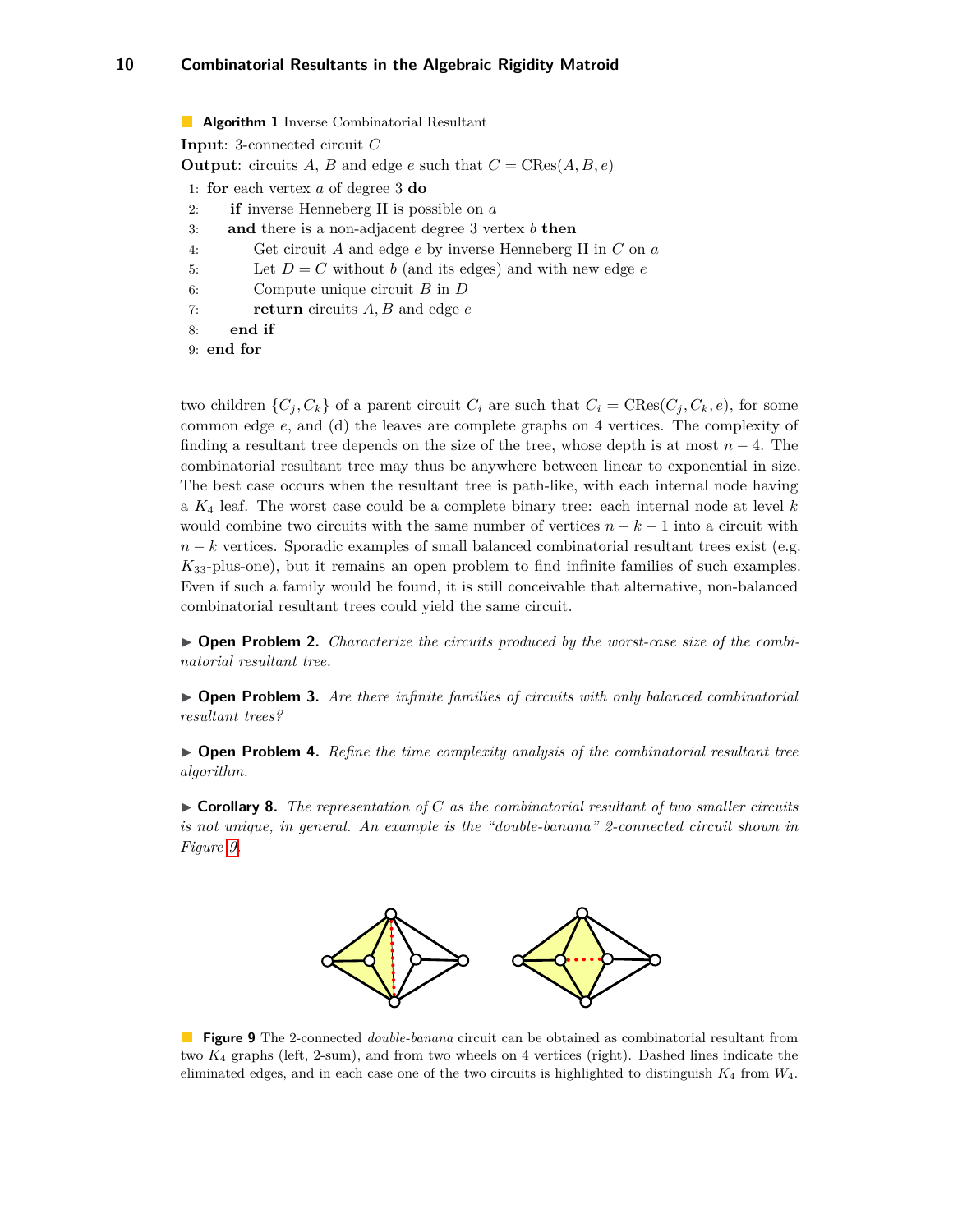**Algorithm 1** Inverse Combinatorial Resultant

**Input**: 3-connected circuit $C$

**Output**: circuits $A$, $B$ and edge $e$ such that $C = \text{CRes}(A, B, e)$

```
1: for each vertex a of degree 3 do
2:     if inverse Henneberg II is possible on a
3:     and there is a non-adjacent degree 3 vertex b then
4:         Get circuit A and edge e by inverse Henneberg II in C on a
5:         Let D = C without b (and its edges) and with new edge e
6:         Compute unique circuit B in D
7:         return circuits A, B and edge e
8:     end if
9: end for
```

two children $\{C_j, C_k\}$ of a parent circuit $C_i$ are such that $C_i = \text{CRes}(C_j, C_k, e)$, for some common edge $e$, and (d) the leaves are complete graphs on 4 vertices. The complexity of finding a resultant tree depends on the size of the tree, whose depth is at most $n - 4$. The combinatorial resultant tree may thus be anywhere between linear to exponential in size. The best case occurs when the resultant tree is path-like, with each internal node having a $K_4$ leaf. The worst case could be a complete binary tree: each internal node at level $k$ would combine two circuits with the same number of vertices $n - k - 1$ into a circuit with $n - k$ vertices. Sporadic examples of small balanced combinatorial resultant trees exist (e.g. $K_{33}$-plus-one), but it remains an open problem to find infinite families of such examples. Even if such a family would be found, it is still conceivable that alternative, non-balanced combinatorial resultant trees could yield the same circuit.

▶ **Open Problem 2.** *Characterize the circuits produced by the worst-case size of the combinatorial resultant tree.*

▶ **Open Problem 3.** *Are there infinite families of circuits with only balanced combinatorial resultant trees?*

▶ **Open Problem 4.** *Refine the time complexity analysis of the combinatorial resultant tree algorithm.*

▶ **Corollary 8.** *The representation of $C$ as the combinatorial resultant of two smaller circuits is not unique, in general. An example is the "double-banana" 2-connected circuit shown in Figure 9.*

**Figure 9** The 2-connected *double-banana* circuit can be obtained as combinatorial resultant from two $K_4$ graphs (left, 2-sum), and from two wheels on 4 vertices (right). Dashed lines indicate the eliminated edges, and in each case one of the two circuits is highlighted to distinguish $K_4$ from $W_4$.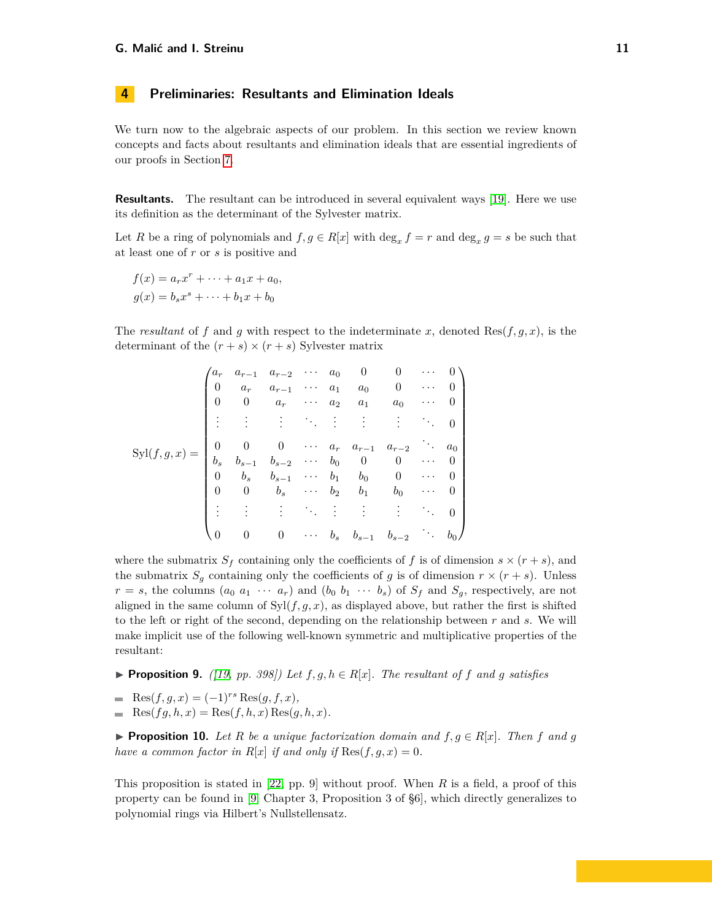## 4 Preliminaries: Resultants and Elimination Ideals

We turn now to the algebraic aspects of our problem. In this section we review known concepts and facts about resultants and elimination ideals that are essential ingredients of our proofs in Section 7.

**Resultants.** The resultant can be introduced in several equivalent ways [19]. Here we use its definition as the determinant of the Sylvester matrix.

Let $R$ be a ring of polynomials and $f, g \in R[x]$ with $\deg_x f = r$ and $\deg_x g = s$ be such that at least one of $r$ or $s$ is positive and

$$
\begin{aligned}
f(x) &= a_r x^r + \cdots + a_1 x + a_0, \\
g(x) &= b_s x^s + \cdots + b_1 x + b_0
\end{aligned}
$$

The *resultant* of $f$ and $g$ with respect to the indeterminate $x$, denoted $\operatorname{Res}(f, g, x)$, is the determinant of the $(r+s) \times (r+s)$ Sylvester matrix

$$
\operatorname{Syl}(f,g,x) = \begin{pmatrix}
a_r & a_{r-1} & a_{r-2} & \cdots & a_0 & 0 & 0 & \cdots & 0 \\
0 & a_r & a_{r-1} & \cdots & a_1 & a_0 & 0 & \cdots & 0 \\
0 & 0 & a_r & \cdots & a_2 & a_1 & a_0 & \cdots & 0 \\
\vdots & \vdots & \vdots & \ddots & \vdots & \vdots & \vdots & \ddots & 0 \\
0 & 0 & 0 & \cdots & a_r & a_{r-1} & a_{r-2} & \ddots & a_0 \\
b_s & b_{s-1} & b_{s-2} & \cdots & b_0 & 0 & 0 & \cdots & 0 \\
0 & b_s & b_{s-1} & \cdots & b_1 & b_0 & 0 & \cdots & 0 \\
0 & 0 & b_s & \cdots & b_2 & b_1 & b_0 & \cdots & 0 \\
\vdots & \vdots & \vdots & \ddots & \vdots & \vdots & \vdots & \ddots & 0 \\
0 & 0 & 0 & \cdots & b_s & b_{s-1} & b_{s-2} & \ddots & b_0
\end{pmatrix}
$$

where the submatrix $S_f$ containing only the coefficients of $f$ is of dimension $s \times (r+s)$, and the submatrix $S_g$ containing only the coefficients of $g$ is of dimension $r \times (r+s)$. Unless $r = s$, the columns $(a_0\ a_1\ \cdots\ a_r)$ and $(b_0\ b_1\ \cdots\ b_s)$ of $S_f$ and $S_g$, respectively, are not aligned in the same column of $\operatorname{Syl}(f, g, x)$, as displayed above, but rather the first is shifted to the left or right of the second, depending on the relationship between $r$ and $s$. We will make implicit use of the following well-known symmetric and multiplicative properties of the resultant:

► **Proposition 9.** *([19, pp. 398]) Let $f, g, h \in R[x]$. The resultant of $f$ and $g$ satisfies*

- $\operatorname{Res}(f, g, x) = (-1)^{rs} \operatorname{Res}(g, f, x)$,
- $\operatorname{Res}(fg, h, x) = \operatorname{Res}(f, h, x) \operatorname{Res}(g, h, x)$.

► **Proposition 10.** *Let $R$ be a unique factorization domain and $f, g \in R[x]$. Then $f$ and $g$ have a common factor in $R[x]$ if and only if $\operatorname{Res}(f, g, x) = 0$.*

This proposition is stated in [22, pp. 9] without proof. When $R$ is a field, a proof of this property can be found in [9, Chapter 3, Proposition 3 of §6], which directly generalizes to polynomial rings via Hilbert's Nullstellensatz.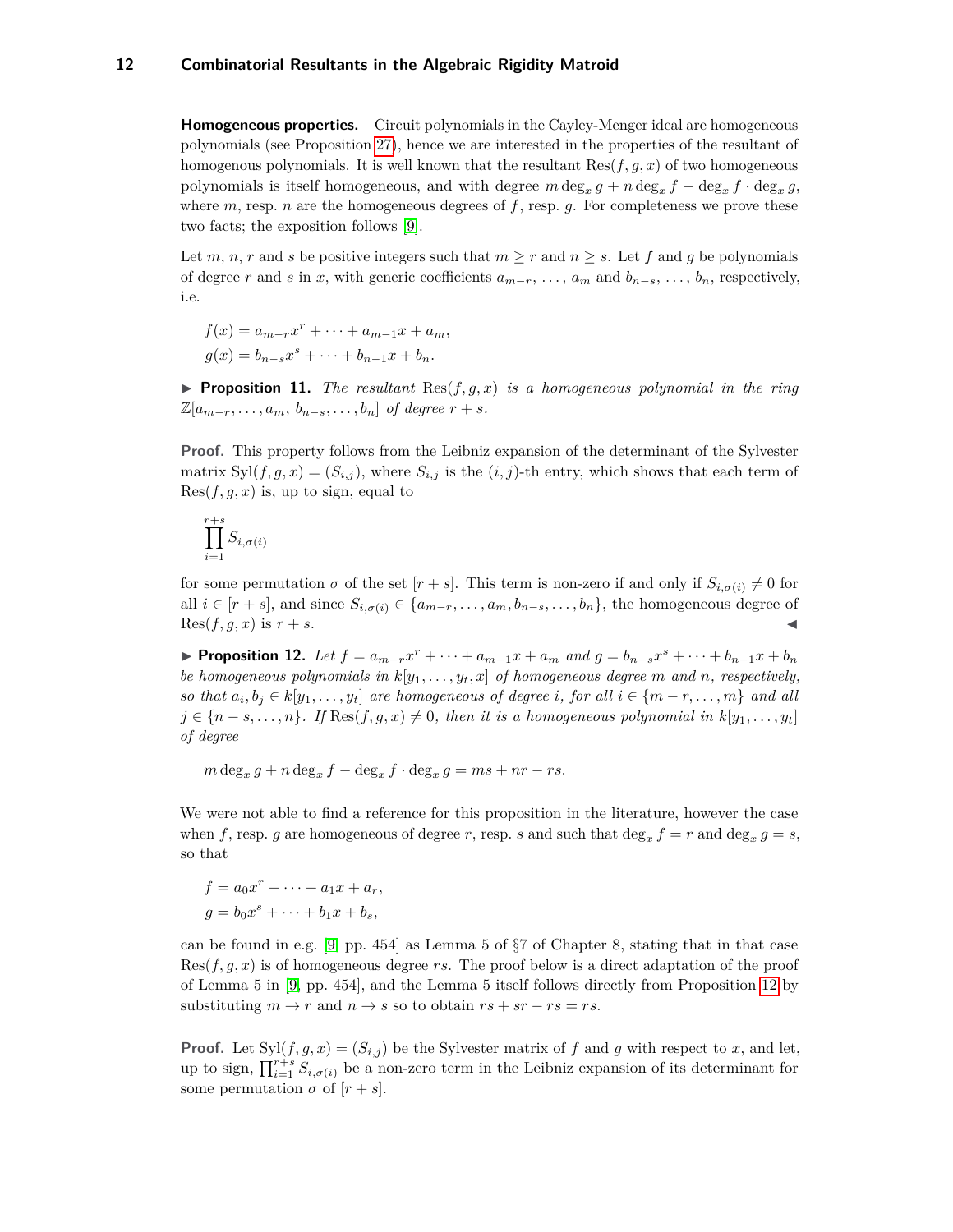**Homogeneous properties.** Circuit polynomials in the Cayley-Menger ideal are homogeneous polynomials (see Proposition 27), hence we are interested in the properties of the resultant of homogenous polynomials. It is well known that the resultant $\mathrm{Res}(f, g, x)$ of two homogeneous polynomials is itself homogeneous, and with degree $m \deg_x g + n \deg_x f - \deg_x f \cdot \deg_x g$, where $m$, resp. $n$ are the homogeneous degrees of $f$, resp. $g$. For completeness we prove these two facts; the exposition follows [9].

Let $m$, $n$, $r$ and $s$ be positive integers such that $m \geq r$ and $n \geq s$. Let $f$ and $g$ be polynomials of degree $r$ and $s$ in $x$, with generic coefficients $a_{m-r}, \ldots, a_m$ and $b_{n-s}, \ldots, b_n$, respectively, i.e.

$$
\begin{aligned}
f(x) &= a_{m-r}x^r + \cdots + a_{m-1}x + a_m, \\
g(x) &= b_{n-s}x^s + \cdots + b_{n-1}x + b_n.
\end{aligned}
$$

▶ **Proposition 11.** *The resultant* $\mathrm{Res}(f, g, x)$ *is a homogeneous polynomial in the ring* $\mathbb{Z}[a_{m-r}, \ldots, a_m, b_{n-s}, \ldots, b_n]$ *of degree* $r + s$.

**Proof.** This property follows from the Leibniz expansion of the determinant of the Sylvester matrix $\mathrm{Syl}(f, g, x) = (S_{i,j})$, where $S_{i,j}$ is the $(i, j)$-th entry, which shows that each term of $\mathrm{Res}(f, g, x)$ is, up to sign, equal to

$$
\prod_{i=1}^{r+s} S_{i,\sigma(i)}
$$

for some permutation $\sigma$ of the set $[r + s]$. This term is non-zero if and only if $S_{i,\sigma(i)} \neq 0$ for all $i \in [r + s]$, and since $S_{i,\sigma(i)} \in \{a_{m-r}, \ldots, a_m, b_{n-s}, \ldots, b_n\}$, the homogeneous degree of $\mathrm{Res}(f, g, x)$ is $r + s$. ◀

▶ **Proposition 12.** *Let* $f = a_{m-r}x^r + \cdots + a_{m-1}x + a_m$ *and* $g = b_{n-s}x^s + \cdots + b_{n-1}x + b_n$ *be homogeneous polynomials in* $k[y_1, \ldots, y_t, x]$ *of homogeneous degree* $m$ *and* $n$*, respectively, so that* $a_i, b_j \in k[y_1, \ldots, y_t]$ *are homogeneous of degree* $i$*, for all* $i \in \{m - r, \ldots, m\}$ *and all* $j \in \{n - s, \ldots, n\}$*. If* $\mathrm{Res}(f, g, x) \neq 0$*, then it is a homogeneous polynomial in* $k[y_1, \ldots, y_t]$ *of degree*

$$
m \deg_x g + n \deg_x f - \deg_x f \cdot \deg_x g = ms + nr - rs.
$$

We were not able to find a reference for this proposition in the literature, however the case when $f$, resp. $g$ are homogeneous of degree $r$, resp. $s$ and such that $\deg_x f = r$ and $\deg_x g = s$, so that

$$
\begin{aligned}
f &= a_0x^r + \cdots + a_1x + a_r, \\
g &= b_0x^s + \cdots + b_1x + b_s,
\end{aligned}
$$

can be found in e.g. [9, pp. 454] as Lemma 5 of §7 of Chapter 8, stating that in that case $\mathrm{Res}(f, g, x)$ is of homogeneous degree $rs$. The proof below is a direct adaptation of the proof of Lemma 5 in [9, pp. 454], and the Lemma 5 itself follows directly from Proposition 12 by substituting $m \to r$ and $n \to s$ so to obtain $rs + sr - rs = rs$.

**Proof.** Let $\mathrm{Syl}(f, g, x) = (S_{i,j})$ be the Sylvester matrix of $f$ and $g$ with respect to $x$, and let, up to sign, $\prod_{i=1}^{r+s} S_{i,\sigma(i)}$ be a non-zero term in the Leibniz expansion of its determinant for some permutation $\sigma$ of $[r + s]$.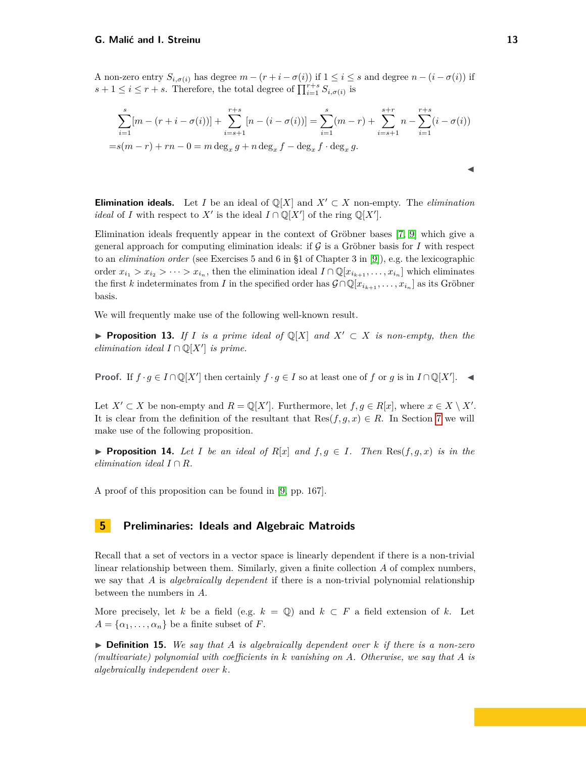A non-zero entry $S_{i,\sigma(i)}$ has degree $m - (r + i - \sigma(i))$ if $1 \le i \le s$ and degree $n - (i - \sigma(i))$ if $s + 1 \le i \le r + s$. Therefore, the total degree of $\prod_{i=1}^{r+s} S_{i,\sigma(i)}$ is

$$
\begin{aligned}
&\sum_{i=1}^{s}[m - (r + i - \sigma(i))] + \sum_{i=s+1}^{r+s}[n - (i - \sigma(i))] = \sum_{i=1}^{s}(m - r) + \sum_{i=s+1}^{s+r} n - \sum_{i=1}^{r+s}(i - \sigma(i)) \\
&= s(m - r) + rn - 0 = m \deg_x g + n \deg_x f - \deg_x f \cdot \deg_x g.
\end{aligned}
$$

◀

**Elimination ideals.** Let $I$ be an ideal of $\mathbb{Q}[X]$ and $X' \subset X$ non-empty. The *elimination ideal* of $I$ with respect to $X'$ is the ideal $I \cap \mathbb{Q}[X']$ of the ring $\mathbb{Q}[X']$.

Elimination ideals frequently appear in the context of Gröbner bases [7, 9] which give a general approach for computing elimination ideals: if $\mathcal{G}$ is a Gröbner basis for $I$ with respect to an *elimination order* (see Exercises 5 and 6 in §1 of Chapter 3 in [9]), e.g. the lexicographic order $x_{i_1} > x_{i_2} > \cdots > x_{i_n}$, then the elimination ideal $I \cap \mathbb{Q}[x_{i_{k+1}}, \ldots, x_{i_n}]$ which eliminates the first $k$ indeterminates from $I$ in the specified order has $\mathcal{G} \cap \mathbb{Q}[x_{i_{k+1}}, \ldots, x_{i_n}]$ as its Gröbner basis.

We will frequently make use of the following well-known result.

▶ **Proposition 13.** *If $I$ is a prime ideal of $\mathbb{Q}[X]$ and $X' \subset X$ is non-empty, then the elimination ideal $I \cap \mathbb{Q}[X']$ is prime.*

**Proof.** If $f \cdot g \in I \cap \mathbb{Q}[X']$ then certainly $f \cdot g \in I$ so at least one of $f$ or $g$ is in $I \cap \mathbb{Q}[X']$. ◀

Let $X' \subset X$ be non-empty and $R = \mathbb{Q}[X']$. Furthermore, let $f, g \in R[x]$, where $x \in X \setminus X'$. It is clear from the definition of the resultant that $\operatorname{Res}(f, g, x) \in R$. In Section 7 we will make use of the following proposition.

▶ **Proposition 14.** *Let $I$ be an ideal of $R[x]$ and $f, g \in I$. Then $\operatorname{Res}(f, g, x)$ is in the elimination ideal $I \cap R$.*

A proof of this proposition can be found in [9, pp. 167].

## 5 Preliminaries: Ideals and Algebraic Matroids

Recall that a set of vectors in a vector space is linearly dependent if there is a non-trivial linear relationship between them. Similarly, given a finite collection $A$ of complex numbers, we say that $A$ is *algebraically dependent* if there is a non-trivial polynomial relationship between the numbers in $A$.

More precisely, let $k$ be a field (e.g. $k = \mathbb{Q}$) and $k \subset F$ a field extension of $k$. Let $A = \{\alpha_1, \ldots, \alpha_n\}$ be a finite subset of $F$.

▶ **Definition 15.** *We say that $A$ is algebraically dependent over $k$ if there is a non-zero (multivariate) polynomial with coefficients in $k$ vanishing on $A$. Otherwise, we say that $A$ is algebraically independent over $k$.*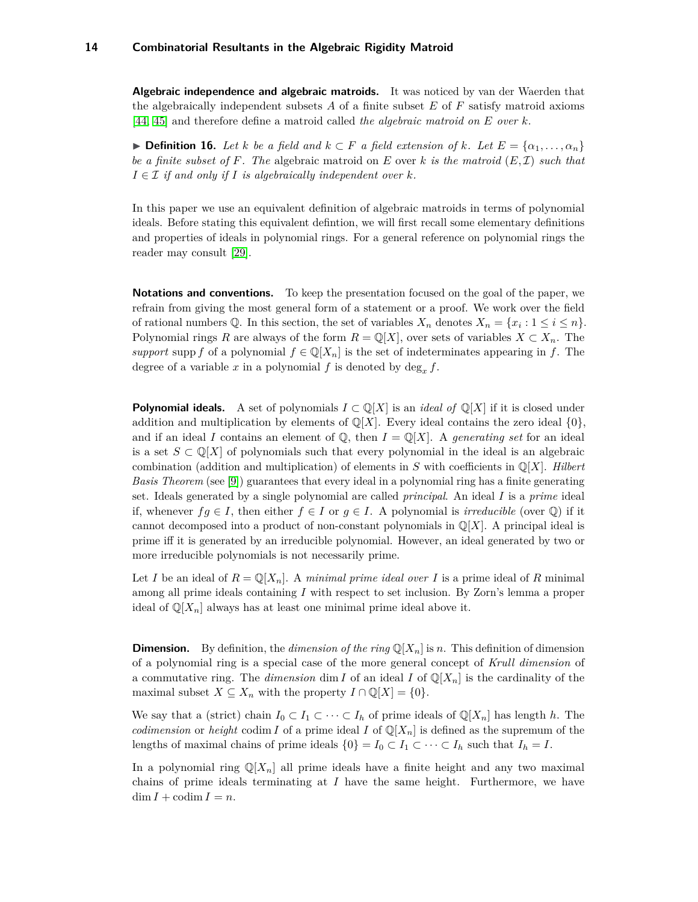**Algebraic independence and algebraic matroids.** It was noticed by van der Waerden that the algebraically independent subsets $A$ of a finite subset $E$ of $F$ satisfy matroid axioms [44, 45] and therefore define a matroid called *the algebraic matroid on $E$ over $k$*.

▶ **Definition 16.** *Let $k$ be a field and $k \subset F$ a field extension of $k$. Let $E = \{\alpha_1, \ldots, \alpha_n\}$ be a finite subset of $F$. The* algebraic matroid on $E$ over $k$ *is the matroid $(E, \mathcal{I})$ such that $I \in \mathcal{I}$ if and only if $I$ is algebraically independent over $k$.*

In this paper we use an equivalent definition of algebraic matroids in terms of polynomial ideals. Before stating this equivalent defintion, we will first recall some elementary definitions and properties of ideals in polynomial rings. For a general reference on polynomial rings the reader may consult [29].

**Notations and conventions.** To keep the presentation focused on the goal of the paper, we refrain from giving the most general form of a statement or a proof. We work over the field of rational numbers $\mathbb{Q}$. In this section, the set of variables $X_n$ denotes $X_n = \{x_i : 1 \leq i \leq n\}$. Polynomial rings $R$ are always of the form $R = \mathbb{Q}[X]$, over sets of variables $X \subset X_n$. The *support* $\operatorname{supp} f$ of a polynomial $f \in \mathbb{Q}[X_n]$ is the set of indeterminates appearing in $f$. The degree of a variable $x$ in a polynomial $f$ is denoted by $\deg_x f$.

**Polynomial ideals.** A set of polynomials $I \subset \mathbb{Q}[X]$ is an *ideal of* $\mathbb{Q}[X]$ if it is closed under addition and multiplication by elements of $\mathbb{Q}[X]$. Every ideal contains the zero ideal $\{0\}$, and if an ideal $I$ contains an element of $\mathbb{Q}$, then $I = \mathbb{Q}[X]$. A *generating set* for an ideal is a set $S \subset \mathbb{Q}[X]$ of polynomials such that every polynomial in the ideal is an algebraic combination (addition and multiplication) of elements in $S$ with coefficients in $\mathbb{Q}[X]$. *Hilbert Basis Theorem* (see [9]) guarantees that every ideal in a polynomial ring has a finite generating set. Ideals generated by a single polynomial are called *principal*. An ideal $I$ is a *prime* ideal if, whenever $fg \in I$, then either $f \in I$ or $g \in I$. A polynomial is *irreducible* (over $\mathbb{Q}$) if it cannot decomposed into a product of non-constant polynomials in $\mathbb{Q}[X]$. A principal ideal is prime iff it is generated by an irreducible polynomial. However, an ideal generated by two or more irreducible polynomials is not necessarily prime.

Let $I$ be an ideal of $R = \mathbb{Q}[X_n]$. A *minimal prime ideal over $I$* is a prime ideal of $R$ minimal among all prime ideals containing $I$ with respect to set inclusion. By Zorn's lemma a proper ideal of $\mathbb{Q}[X_n]$ always has at least one minimal prime ideal above it.

**Dimension.** By definition, the *dimension of the ring* $\mathbb{Q}[X_n]$ is $n$. This definition of dimension of a polynomial ring is a special case of the more general concept of *Krull dimension* of a commutative ring. The *dimension* $\dim I$ of an ideal $I$ of $\mathbb{Q}[X_n]$ is the cardinality of the maximal subset $X \subseteq X_n$ with the property $I \cap \mathbb{Q}[X] = \{0\}$.

We say that a (strict) chain $I_0 \subset I_1 \subset \cdots \subset I_h$ of prime ideals of $\mathbb{Q}[X_n]$ has length $h$. The *codimension* or *height* $\operatorname{codim} I$ of a prime ideal $I$ of $\mathbb{Q}[X_n]$ is defined as the supremum of the lengths of maximal chains of prime ideals $\{0\} = I_0 \subset I_1 \subset \cdots \subset I_h$ such that $I_h = I$.

In a polynomial ring $\mathbb{Q}[X_n]$ all prime ideals have a finite height and any two maximal chains of prime ideals terminating at $I$ have the same height. Furthermore, we have $\dim I + \operatorname{codim} I = n$.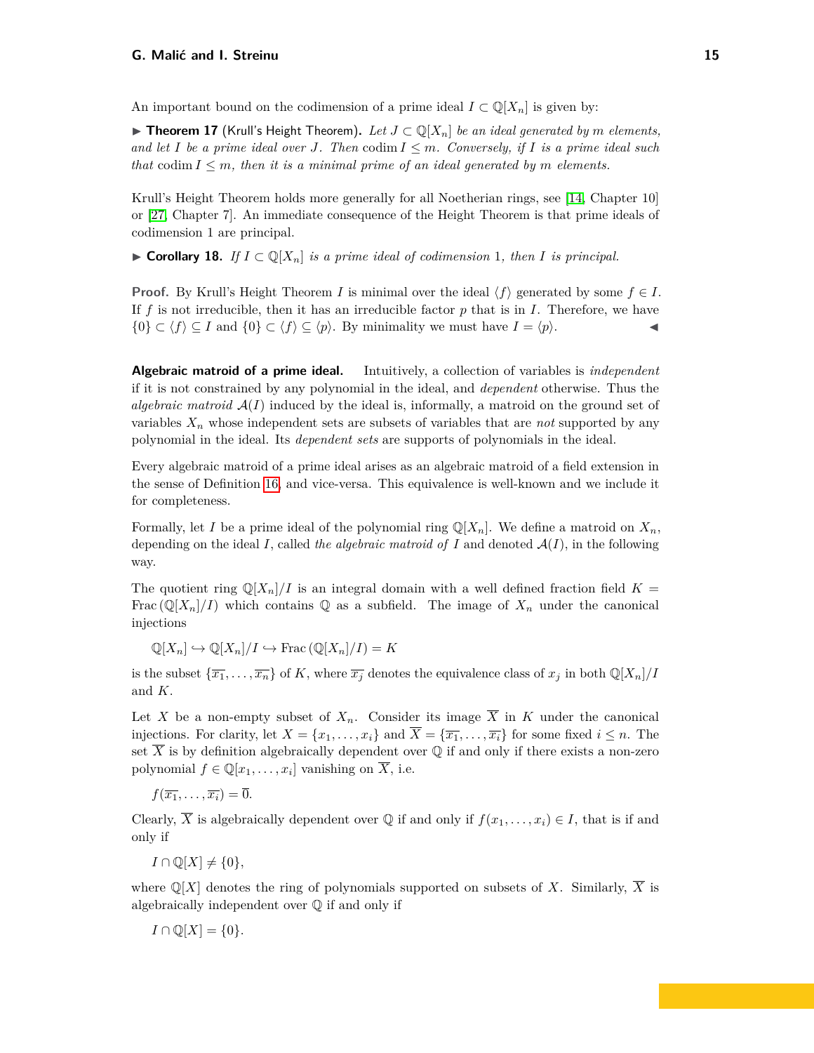An important bound on the codimension of a prime ideal $I \subset \mathbb{Q}[X_n]$ is given by:

▶ **Theorem 17** (Krull's Height Theorem). *Let $J \subset \mathbb{Q}[X_n]$ be an ideal generated by $m$ elements, and let $I$ be a prime ideal over $J$. Then* $\operatorname{codim} I \leq m$. *Conversely, if $I$ is a prime ideal such that* $\operatorname{codim} I \leq m$, *then it is a minimal prime of an ideal generated by $m$ elements.*

Krull's Height Theorem holds more generally for all Noetherian rings, see [14, Chapter 10] or [27, Chapter 7]. An immediate consequence of the Height Theorem is that prime ideals of codimension 1 are principal.

▶ **Corollary 18.** *If $I \subset \mathbb{Q}[X_n]$ is a prime ideal of codimension 1, then $I$ is principal.*

**Proof.** By Krull's Height Theorem $I$ is minimal over the ideal $\langle f \rangle$ generated by some $f \in I$. If $f$ is not irreducible, then it has an irreducible factor $p$ that is in $I$. Therefore, we have $\{0\} \subset \langle f \rangle \subseteq I$ and $\{0\} \subset \langle f \rangle \subseteq \langle p \rangle$. By minimality we must have $I = \langle p \rangle$. ◀

**Algebraic matroid of a prime ideal.** Intuitively, a collection of variables is *independent* if it is not constrained by any polynomial in the ideal, and *dependent* otherwise. Thus the *algebraic matroid* $\mathcal{A}(I)$ induced by the ideal is, informally, a matroid on the ground set of variables $X_n$ whose independent sets are subsets of variables that are *not* supported by any polynomial in the ideal. Its *dependent sets* are supports of polynomials in the ideal.

Every algebraic matroid of a prime ideal arises as an algebraic matroid of a field extension in the sense of Definition 16, and vice-versa. This equivalence is well-known and we include it for completeness.

Formally, let $I$ be a prime ideal of the polynomial ring $\mathbb{Q}[X_n]$. We define a matroid on $X_n$, depending on the ideal $I$, called *the algebraic matroid of* $I$ and denoted $\mathcal{A}(I)$, in the following way.

The quotient ring $\mathbb{Q}[X_n]/I$ is an integral domain with a well defined fraction field $K = \operatorname{Frac}(\mathbb{Q}[X_n]/I)$ which contains $\mathbb{Q}$ as a subfield. The image of $X_n$ under the canonical injections

$$\mathbb{Q}[X_n] \hookrightarrow \mathbb{Q}[X_n]/I \hookrightarrow \operatorname{Frac}(\mathbb{Q}[X_n]/I) = K$$

is the subset $\{\overline{x_1}, \ldots, \overline{x_n}\}$ of $K$, where $\overline{x_j}$ denotes the equivalence class of $x_j$ in both $\mathbb{Q}[X_n]/I$ and $K$.

Let $X$ be a non-empty subset of $X_n$. Consider its image $\overline{X}$ in $K$ under the canonical injections. For clarity, let $X = \{x_1, \ldots, x_i\}$ and $\overline{X} = \{\overline{x_1}, \ldots, \overline{x_i}\}$ for some fixed $i \leq n$. The set $\overline{X}$ is by definition algebraically dependent over $\mathbb{Q}$ if and only if there exists a non-zero polynomial $f \in \mathbb{Q}[x_1, \ldots, x_i]$ vanishing on $\overline{X}$, i.e.

$$f(\overline{x_1}, \ldots, \overline{x_i}) = \overline{0}.$$

Clearly, $\overline{X}$ is algebraically dependent over $\mathbb{Q}$ if and only if $f(x_1, \ldots, x_i) \in I$, that is if and only if

$$I \cap \mathbb{Q}[X] \neq \{0\},$$

where $\mathbb{Q}[X]$ denotes the ring of polynomials supported on subsets of $X$. Similarly, $\overline{X}$ is algebraically independent over $\mathbb{Q}$ if and only if

$$I \cap \mathbb{Q}[X] = \{0\}.$$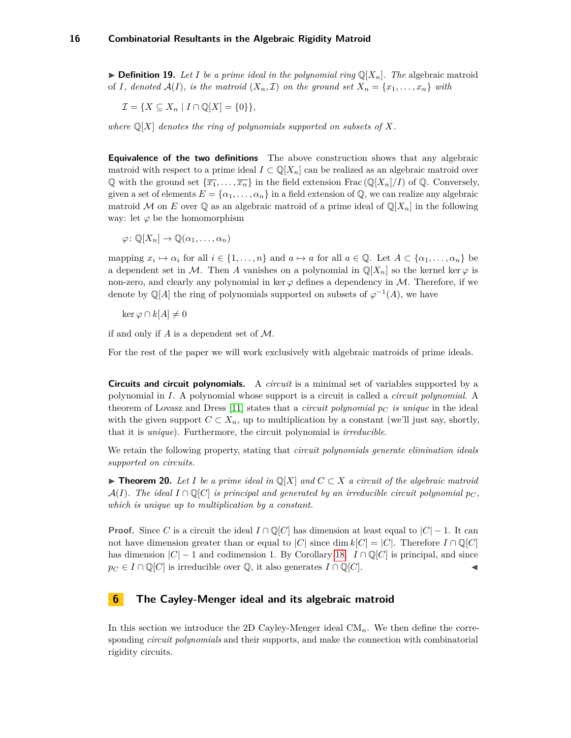▶ **Definition 19.** *Let $I$ be a prime ideal in the polynomial ring $\mathbb{Q}[X_n]$. The* algebraic matroid *of $I$, denoted $\mathcal{A}(I)$, is the matroid $(X_n, \mathcal{I})$ on the ground set $X_n = \{x_1, \ldots, x_n\}$ with*

$$\mathcal{I} = \{X \subseteq X_n \mid I \cap \mathbb{Q}[X] = \{0\}\},$$

*where $\mathbb{Q}[X]$ denotes the ring of polynomials supported on subsets of $X$.*

**Equivalence of the two definitions** The above construction shows that any algebraic matroid with respect to a prime ideal $I \subset \mathbb{Q}[X_n]$ can be realized as an algebraic matroid over $\mathbb{Q}$ with the ground set $\{\overline{x_1}, \ldots, \overline{x_n}\}$ in the field extension $\mathrm{Frac}\,(\mathbb{Q}[X_n]/I)$ of $\mathbb{Q}$. Conversely, given a set of elements $E = \{\alpha_1, \ldots, \alpha_n\}$ in a field extension of $\mathbb{Q}$, we can realize any algebraic matroid $\mathcal{M}$ on $E$ over $\mathbb{Q}$ as an algebraic matroid of a prime ideal of $\mathbb{Q}[X_n]$ in the following way: let $\varphi$ be the homomorphism

$$\varphi \colon \mathbb{Q}[X_n] \to \mathbb{Q}(\alpha_1, \ldots, \alpha_n)$$

mapping $x_i \mapsto \alpha_i$ for all $i \in \{1, \ldots, n\}$ and $a \mapsto a$ for all $a \in \mathbb{Q}$. Let $A \subset \{\alpha_1, \ldots, \alpha_n\}$ be a dependent set in $\mathcal{M}$. Then $A$ vanishes on a polynomial in $\mathbb{Q}[X_n]$ so the kernel $\ker \varphi$ is non-zero, and clearly any polynomial in $\ker \varphi$ defines a dependency in $\mathcal{M}$. Therefore, if we denote by $\mathbb{Q}[A]$ the ring of polynomials supported on subsets of $\varphi^{-1}(A)$, we have

$$\ker \varphi \cap k[A] \neq 0$$

if and only if $A$ is a dependent set of $\mathcal{M}$.

For the rest of the paper we will work exclusively with algebraic matroids of prime ideals.

**Circuits and circuit polynomials.** A *circuit* is a minimal set of variables supported by a polynomial in $I$. A polynomial whose support is a circuit is called a *circuit polynomial*. A theorem of Lovasz and Dress [11] states that a *circuit polynomial $p_C$ is unique* in the ideal with the given support $C \subset X_n$, up to multiplication by a constant (we'll just say, shortly, that it is *unique*). Furthermore, the circuit polynomial is *irreducible*.

We retain the following property, stating that *circuit polynomials generate elimination ideals supported on circuits.*

▶ **Theorem 20.** *Let $I$ be a prime ideal in $\mathbb{Q}[X]$ and $C \subset X$ a circuit of the algebraic matroid $\mathcal{A}(I)$. The ideal $I \cap \mathbb{Q}[C]$ is principal and generated by an irreducible circuit polynomial $p_C$, which is unique up to multiplication by a constant.*

**Proof.** Since $C$ is a circuit the ideal $I \cap \mathbb{Q}[C]$ has dimension at least equal to $|C| - 1$. It can not have dimension greater than or equal to $|C|$ since $\dim k[C] = |C|$. Therefore $I \cap \mathbb{Q}[C]$ has dimension $|C| - 1$ and codimension 1. By Corollary 18, $I \cap \mathbb{Q}[C]$ is principal, and since $p_C \in I \cap \mathbb{Q}[C]$ is irreducible over $\mathbb{Q}$, it also generates $I \cap \mathbb{Q}[C]$. ◀

## 6 The Cayley-Menger ideal and its algebraic matroid

In this section we introduce the 2D Cayley-Menger ideal $\mathrm{CM}_n$. We then define the corresponding *circuit polynomials* and their supports, and make the connection with combinatorial rigidity circuits.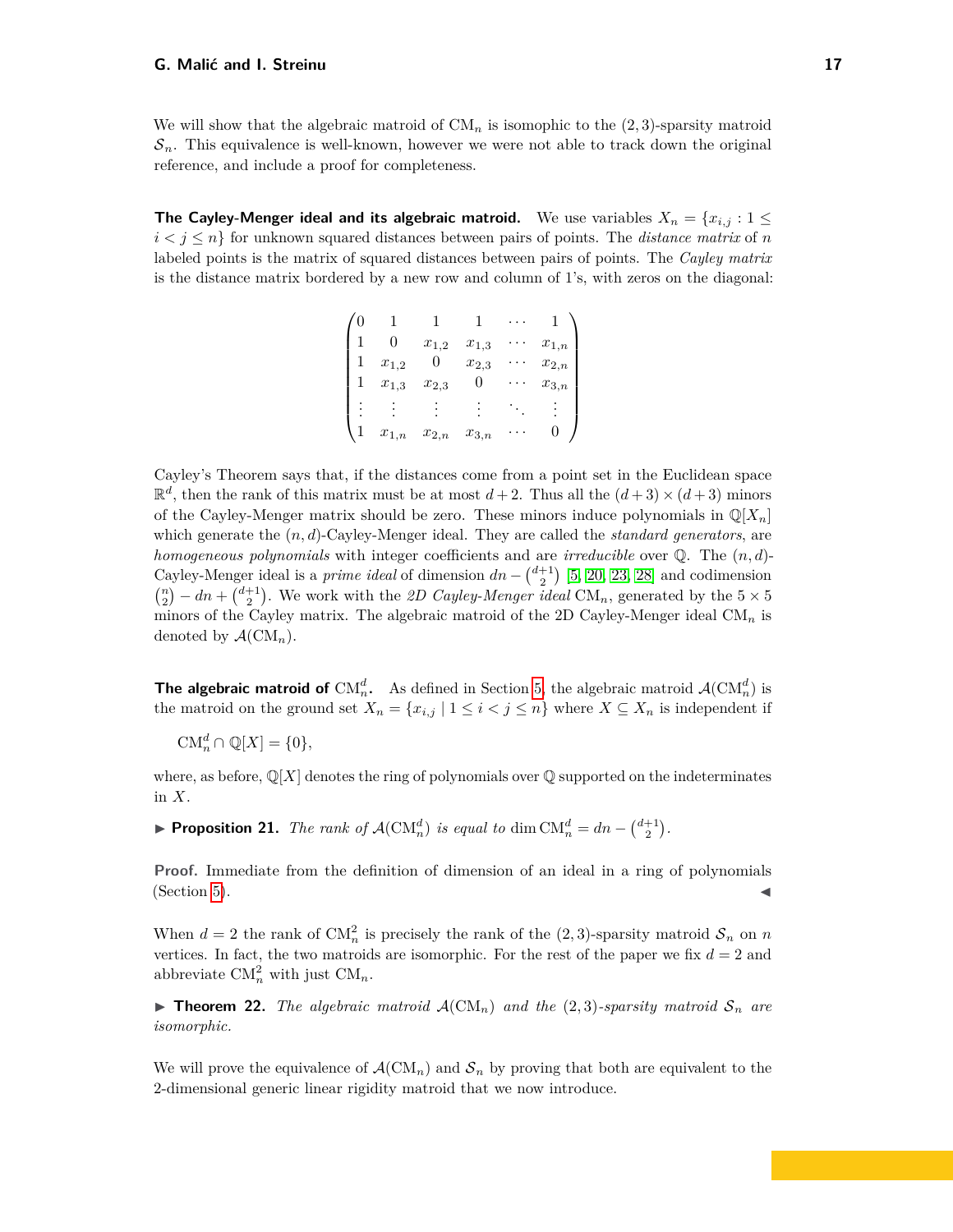We will show that the algebraic matroid of $\mathrm{CM}_n$ is isomophic to the $(2,3)$-sparsity matroid $\mathcal{S}_n$. This equivalence is well-known, however we were not able to track down the original reference, and include a proof for completeness.

**The Cayley-Menger ideal and its algebraic matroid.** We use variables $X_n = \{x_{i,j} : 1 \leq i < j \leq n\}$ for unknown squared distances between pairs of points. The *distance matrix* of $n$ labeled points is the matrix of squared distances between pairs of points. The *Cayley matrix* is the distance matrix bordered by a new row and column of 1's, with zeros on the diagonal:

$$\begin{pmatrix} 0 & 1 & 1 & 1 & \cdots & 1 \\ 1 & 0 & x_{1,2} & x_{1,3} & \cdots & x_{1,n} \\ 1 & x_{1,2} & 0 & x_{2,3} & \cdots & x_{2,n} \\ 1 & x_{1,3} & x_{2,3} & 0 & \cdots & x_{3,n} \\ \vdots & \vdots & \vdots & \vdots & \ddots & \vdots \\ 1 & x_{1,n} & x_{2,n} & x_{3,n} & \cdots & 0 \end{pmatrix}$$

Cayley's Theorem says that, if the distances come from a point set in the Euclidean space $\mathbb{R}^d$, then the rank of this matrix must be at most $d+2$. Thus all the $(d+3)\times(d+3)$ minors of the Cayley-Menger matrix should be zero. These minors induce polynomials in $\mathbb{Q}[X_n]$ which generate the $(n,d)$-Cayley-Menger ideal. They are called the *standard generators*, are *homogeneous polynomials* with integer coefficients and are *irreducible* over $\mathbb{Q}$. The $(n,d)$-Cayley-Menger ideal is a *prime ideal* of dimension $dn - \binom{d+1}{2}$ [5, 20, 23, 28] and codimension $\binom{n}{2} - dn + \binom{d+1}{2}$. We work with the *2D Cayley-Menger ideal* $\mathrm{CM}_n$, generated by the $5\times 5$ minors of the Cayley matrix. The algebraic matroid of the 2D Cayley-Menger ideal $\mathrm{CM}_n$ is denoted by $\mathcal{A}(\mathrm{CM}_n)$.

**The algebraic matroid of $\mathrm{CM}_n^d$.** As defined in Section 5, the algebraic matroid $\mathcal{A}(\mathrm{CM}_n^d)$ is the matroid on the ground set $X_n = \{x_{i,j} \mid 1 \leq i < j \leq n\}$ where $X \subseteq X_n$ is independent if

$$\mathrm{CM}_n^d \cap \mathbb{Q}[X] = \{0\},$$

where, as before, $\mathbb{Q}[X]$ denotes the ring of polynomials over $\mathbb{Q}$ supported on the indeterminates in $X$.

▶ **Proposition 21.** *The rank of $\mathcal{A}(\mathrm{CM}_n^d)$ is equal to $\dim \mathrm{CM}_n^d = dn - \binom{d+1}{2}$.*

**Proof.** Immediate from the definition of dimension of an ideal in a ring of polynomials (Section 5). ◀

When $d = 2$ the rank of $\mathrm{CM}_n^2$ is precisely the rank of the $(2,3)$-sparsity matroid $\mathcal{S}_n$ on $n$ vertices. In fact, the two matroids are isomorphic. For the rest of the paper we fix $d = 2$ and abbreviate $\mathrm{CM}_n^2$ with just $\mathrm{CM}_n$.

▶ **Theorem 22.** *The algebraic matroid $\mathcal{A}(\mathrm{CM}_n)$ and the $(2,3)$-sparsity matroid $\mathcal{S}_n$ are isomorphic.*

We will prove the equivalence of $\mathcal{A}(\mathrm{CM}_n)$ and $\mathcal{S}_n$ by proving that both are equivalent to the 2-dimensional generic linear rigidity matroid that we now introduce.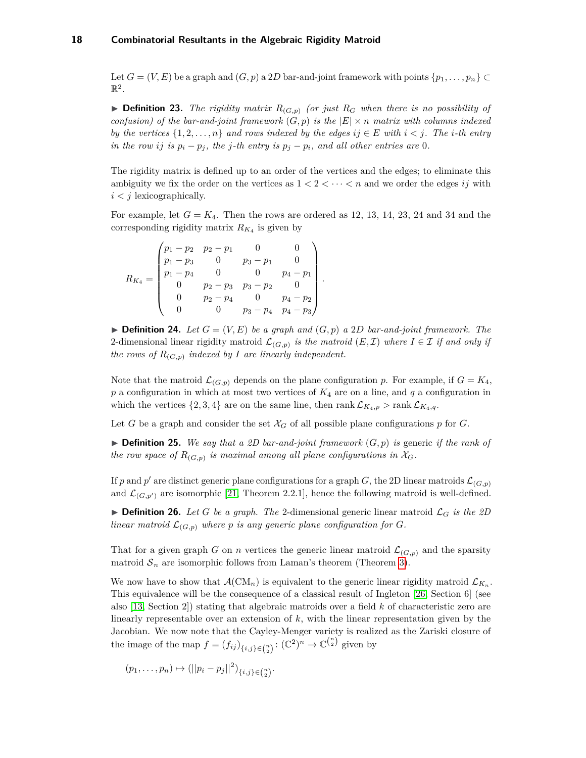Let $G = (V, E)$ be a graph and $(G, p)$ a $2D$ bar-and-joint framework with points $\{p_1, \ldots, p_n\} \subset \mathbb{R}^2$.

▶ **Definition 23.** *The rigidity matrix $R_{(G,p)}$ (or just $R_G$ when there is no possibility of confusion) of the bar-and-joint framework $(G, p)$ is the $|E| \times n$ matrix with columns indexed by the vertices $\{1, 2, \ldots, n\}$ and rows indexed by the edges $ij \in E$ with $i < j$. The $i$-th entry in the row $ij$ is $p_i - p_j$, the $j$-th entry is $p_j - p_i$, and all other entries are $0$.*

The rigidity matrix is defined up to an order of the vertices and the edges; to eliminate this ambiguity we fix the order on the vertices as $1 < 2 < \cdots < n$ and we order the edges $ij$ with $i < j$ lexicographically.

For example, let $G = K_4$. Then the rows are ordered as 12, 13, 14, 23, 24 and 34 and the corresponding rigidity matrix $R_{K_4}$ is given by

$$R_{K_4} = \begin{pmatrix} p_1 - p_2 & p_2 - p_1 & 0 & 0 \\ p_1 - p_3 & 0 & p_3 - p_1 & 0 \\ p_1 - p_4 & 0 & 0 & p_4 - p_1 \\ 0 & p_2 - p_3 & p_3 - p_2 & 0 \\ 0 & p_2 - p_4 & 0 & p_4 - p_2 \\ 0 & 0 & p_3 - p_4 & p_4 - p_3 \end{pmatrix}.$$

▶ **Definition 24.** *Let $G = (V, E)$ be a graph and $(G, p)$ a $2D$ bar-and-joint framework. The* 2-dimensional linear rigidity matroid *$\mathcal{L}_{(G,p)}$ is the matroid $(E, \mathcal{I})$ where $I \in \mathcal{I}$ if and only if the rows of $R_{(G,p)}$ indexed by $I$ are linearly independent.*

Note that the matroid $\mathcal{L}_{(G,p)}$ depends on the plane configuration $p$. For example, if $G = K_4$, $p$ a configuration in which at most two vertices of $K_4$ are on a line, and $q$ a configuration in which the vertices $\{2, 3, 4\}$ are on the same line, then $\operatorname{rank} \mathcal{L}_{K_4,p} > \operatorname{rank} \mathcal{L}_{K_4,q}$.

Let $G$ be a graph and consider the set $\mathcal{X}_G$ of all possible plane configurations $p$ for $G$.

▶ **Definition 25.** *We say that a 2D bar-and-joint framework $(G, p)$ is* generic *if the rank of the row space of $R_{(G,p)}$ is maximal among all plane configurations in $\mathcal{X}_G$.*

If $p$ and $p'$ are distinct generic plane configurations for a graph $G$, the 2D linear matroids $\mathcal{L}_{(G,p)}$ and $\mathcal{L}_{(G,p')}$ are isomorphic [21, Theorem 2.2.1], hence the following matroid is well-defined.

▶ **Definition 26.** *Let $G$ be a graph. The* 2-dimensional generic linear matroid *$\mathcal{L}_G$ is the 2D linear matroid $\mathcal{L}_{(G,p)}$ where $p$ is any generic plane configuration for $G$.*

That for a given graph $G$ on $n$ vertices the generic linear matroid $\mathcal{L}_{(G,p)}$ and the sparsity matroid $\mathcal{S}_n$ are isomorphic follows from Laman's theorem (Theorem 3).

We now have to show that $\mathcal{A}(\mathrm{CM}_n)$ is equivalent to the generic linear rigidity matroid $\mathcal{L}_{K_n}$. This equivalence will be the consequence of a classical result of Ingleton [26, Section 6] (see also [13, Section 2]) stating that algebraic matroids over a field $k$ of characteristic zero are linearly representable over an extension of $k$, with the linear representation given by the Jacobian. We now note that the Cayley-Menger variety is realized as the Zariski closure of the image of the map $f = (f_{ij})_{\{i,j\} \in \binom{n}{2}} \colon (\mathbb{C}^2)^n \to \mathbb{C}^{\binom{n}{2}}$ given by

$$(p_1, \ldots, p_n) \mapsto (||p_i - p_j||^2)_{\{i,j\} \in \binom{n}{2}}.$$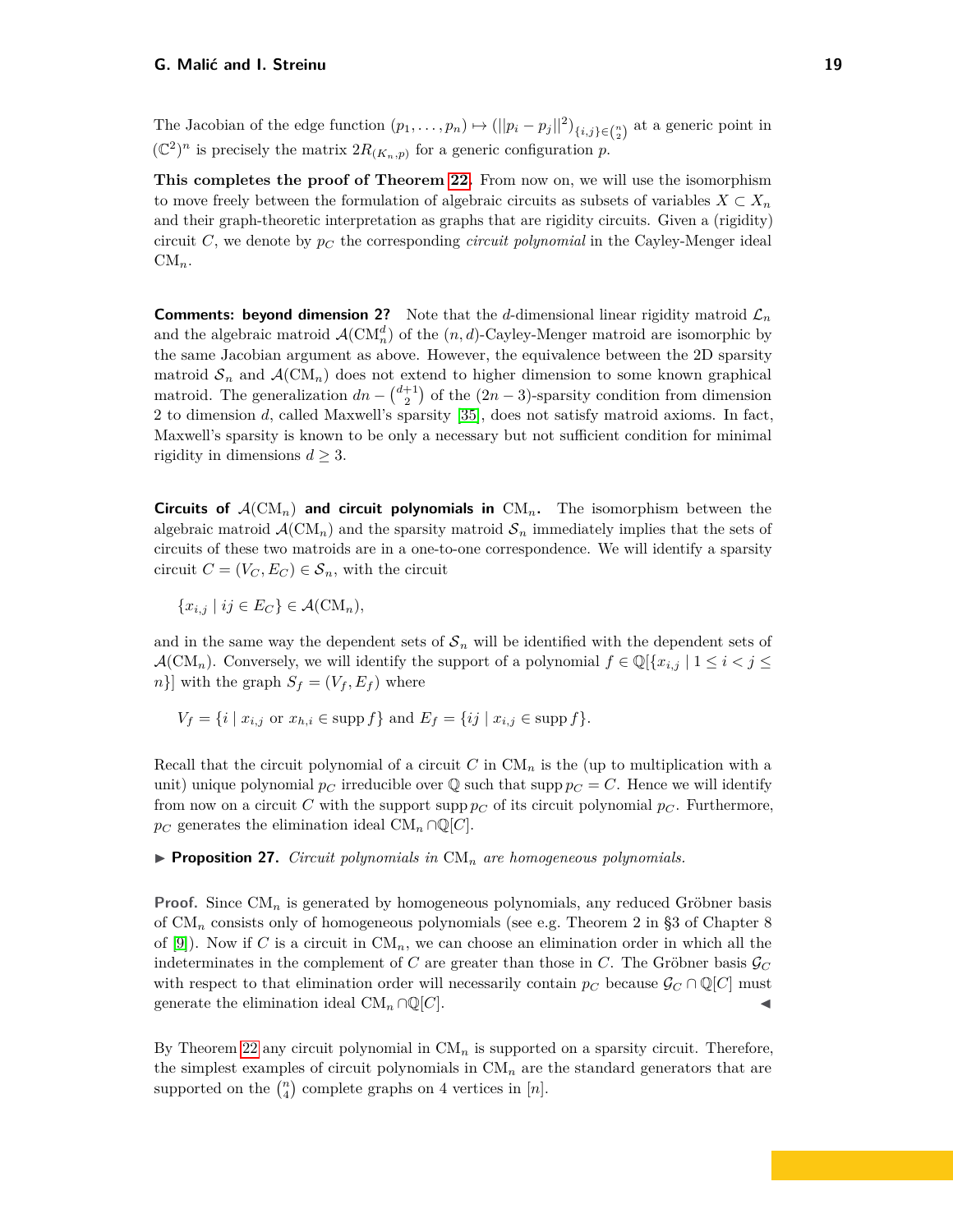The Jacobian of the edge function $(p_1, \ldots, p_n) \mapsto (||p_i - p_j||^2)_{\{i,j\} \in \binom{n}{2}}$ at a generic point in $(\mathbb{C}^2)^n$ is precisely the matrix $2R_{(K_n,p)}$ for a generic configuration $p$.

**This completes the proof of Theorem 22.** From now on, we will use the isomorphism to move freely between the formulation of algebraic circuits as subsets of variables $X \subset X_n$ and their graph-theoretic interpretation as graphs that are rigidity circuits. Given a (rigidity) circuit $C$, we denote by $p_C$ the corresponding *circuit polynomial* in the Cayley-Menger ideal $\mathrm{CM}_n$.

**Comments: beyond dimension 2?** Note that the $d$-dimensional linear rigidity matroid $\mathcal{L}_n$ and the algebraic matroid $\mathcal{A}(\mathrm{CM}_n^d)$ of the $(n, d)$-Cayley-Menger matroid are isomorphic by the same Jacobian argument as above. However, the equivalence between the 2D sparsity matroid $\mathcal{S}_n$ and $\mathcal{A}(\mathrm{CM}_n)$ does not extend to higher dimension to some known graphical matroid. The generalization $dn - \binom{d+1}{2}$ of the $(2n-3)$-sparsity condition from dimension 2 to dimension $d$, called Maxwell's sparsity [35], does not satisfy matroid axioms. In fact, Maxwell's sparsity is known to be only a necessary but not sufficient condition for minimal rigidity in dimensions $d \geq 3$.

**Circuits of $\mathcal{A}(\mathrm{CM}_n)$ and circuit polynomials in $\mathrm{CM}_n$.** The isomorphism between the algebraic matroid $\mathcal{A}(\mathrm{CM}_n)$ and the sparsity matroid $\mathcal{S}_n$ immediately implies that the sets of circuits of these two matroids are in a one-to-one correspondence. We will identify a sparsity circuit $C = (V_C, E_C) \in \mathcal{S}_n$, with the circuit

$$\{x_{i,j} \mid ij \in E_C\} \in \mathcal{A}(\mathrm{CM}_n),$$

and in the same way the dependent sets of $\mathcal{S}_n$ will be identified with the dependent sets of $\mathcal{A}(\mathrm{CM}_n)$. Conversely, we will identify the support of a polynomial $f \in \mathbb{Q}[\{x_{i,j} \mid 1 \leq i < j \leq n\}]$ with the graph $S_f = (V_f, E_f)$ where

$$V_f = \{i \mid x_{i,j} \text{ or } x_{h,i} \in \operatorname{supp} f\} \text{ and } E_f = \{ij \mid x_{i,j} \in \operatorname{supp} f\}.$$

Recall that the circuit polynomial of a circuit $C$ in $\mathrm{CM}_n$ is the (up to multiplication with a unit) unique polynomial $p_C$ irreducible over $\mathbb{Q}$ such that $\operatorname{supp} p_C = C$. Hence we will identify from now on a circuit $C$ with the support $\operatorname{supp} p_C$ of its circuit polynomial $p_C$. Furthermore, $p_C$ generates the elimination ideal $\mathrm{CM}_n \cap \mathbb{Q}[C]$.

▶ **Proposition 27.** *Circuit polynomials in $\mathrm{CM}_n$ are homogeneous polynomials.*

**Proof.** Since $\mathrm{CM}_n$ is generated by homogeneous polynomials, any reduced Gröbner basis of $\mathrm{CM}_n$ consists only of homogeneous polynomials (see e.g. Theorem 2 in §3 of Chapter 8 of [9]). Now if $C$ is a circuit in $\mathrm{CM}_n$, we can choose an elimination order in which all the indeterminates in the complement of $C$ are greater than those in $C$. The Gröbner basis $\mathcal{G}_C$ with respect to that elimination order will necessarily contain $p_C$ because $\mathcal{G}_C \cap \mathbb{Q}[C]$ must generate the elimination ideal $\mathrm{CM}_n \cap \mathbb{Q}[C]$. ◀

By Theorem 22 any circuit polynomial in $\mathrm{CM}_n$ is supported on a sparsity circuit. Therefore, the simplest examples of circuit polynomials in $\mathrm{CM}_n$ are the standard generators that are supported on the $\binom{n}{4}$ complete graphs on 4 vertices in $[n]$.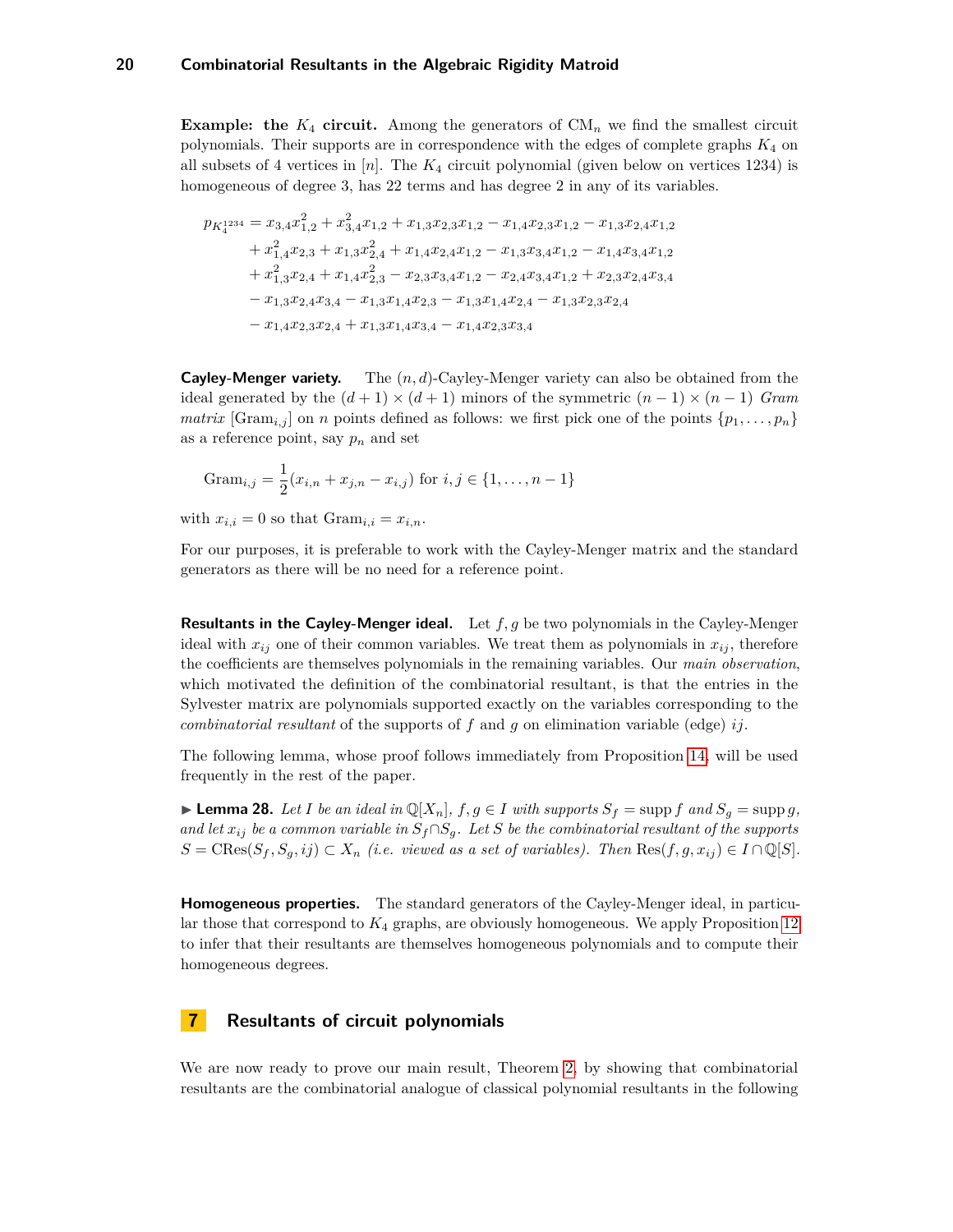**Example: the $K_4$ circuit.** Among the generators of $\mathrm{CM}_n$ we find the smallest circuit polynomials. Their supports are in correspondence with the edges of complete graphs $K_4$ on all subsets of 4 vertices in $[n]$. The $K_4$ circuit polynomial (given below on vertices 1234) is homogeneous of degree 3, has 22 terms and has degree 2 in any of its variables.

$$
\begin{aligned}
p_{K_4^{1234}} = {} & x_{3,4}x_{1,2}^2 + x_{3,4}^2x_{1,2} + x_{1,3}x_{2,3}x_{1,2} - x_{1,4}x_{2,3}x_{1,2} - x_{1,3}x_{2,4}x_{1,2} \\
& + x_{1,4}^2x_{2,3} + x_{1,3}x_{2,4}^2 + x_{1,4}x_{2,4}x_{1,2} - x_{1,3}x_{3,4}x_{1,2} - x_{1,4}x_{3,4}x_{1,2} \\
& + x_{1,3}^2x_{2,4} + x_{1,4}x_{2,3}^2 - x_{2,3}x_{3,4}x_{1,2} - x_{2,4}x_{3,4}x_{1,2} + x_{2,3}x_{2,4}x_{3,4} \\
& - x_{1,3}x_{2,4}x_{3,4} - x_{1,3}x_{1,4}x_{2,3} - x_{1,3}x_{1,4}x_{2,4} - x_{1,3}x_{2,3}x_{2,4} \\
& - x_{1,4}x_{2,3}x_{2,4} + x_{1,3}x_{1,4}x_{3,4} - x_{1,4}x_{2,3}x_{3,4}
\end{aligned}
$$

**Cayley-Menger variety.** The $(n, d)$-Cayley-Menger variety can also be obtained from the ideal generated by the $(d+1) \times (d+1)$ minors of the symmetric $(n-1) \times (n-1)$ *Gram matrix* $[\mathrm{Gram}_{i,j}]$ on $n$ points defined as follows: we first pick one of the points $\{p_1, \ldots, p_n\}$ as a reference point, say $p_n$ and set

$$\mathrm{Gram}_{i,j} = \frac{1}{2}(x_{i,n} + x_{j,n} - x_{i,j}) \text{ for } i, j \in \{1, \ldots, n-1\}$$

with $x_{i,i} = 0$ so that $\mathrm{Gram}_{i,i} = x_{i,n}$.

For our purposes, it is preferable to work with the Cayley-Menger matrix and the standard generators as there will be no need for a reference point.

**Resultants in the Cayley-Menger ideal.** Let $f, g$ be two polynomials in the Cayley-Menger ideal with $x_{ij}$ one of their common variables. We treat them as polynomials in $x_{ij}$, therefore the coefficients are themselves polynomials in the remaining variables. Our *main observation*, which motivated the definition of the combinatorial resultant, is that the entries in the Sylvester matrix are polynomials supported exactly on the variables corresponding to the *combinatorial resultant* of the supports of $f$ and $g$ on elimination variable (edge) $ij$.

The following lemma, whose proof follows immediately from Proposition 14, will be used frequently in the rest of the paper.

▶ **Lemma 28.** *Let $I$ be an ideal in $\mathbb{Q}[X_n]$, $f, g \in I$ with supports $S_f = \operatorname{supp} f$ and $S_g = \operatorname{supp} g$, and let $x_{ij}$ be a common variable in $S_f \cap S_g$. Let $S$ be the combinatorial resultant of the supports $S = \mathrm{CRes}(S_f, S_g, ij) \subset X_n$ (i.e. viewed as a set of variables). Then $\mathrm{Res}(f, g, x_{ij}) \in I \cap \mathbb{Q}[S]$.*

**Homogeneous properties.** The standard generators of the Cayley-Menger ideal, in particular those that correspond to $K_4$ graphs, are obviously homogeneous. We apply Proposition 12 to infer that their resultants are themselves homogeneous polynomials and to compute their homogeneous degrees.

## 7 Resultants of circuit polynomials

We are now ready to prove our main result, Theorem 2, by showing that combinatorial resultants are the combinatorial analogue of classical polynomial resultants in the following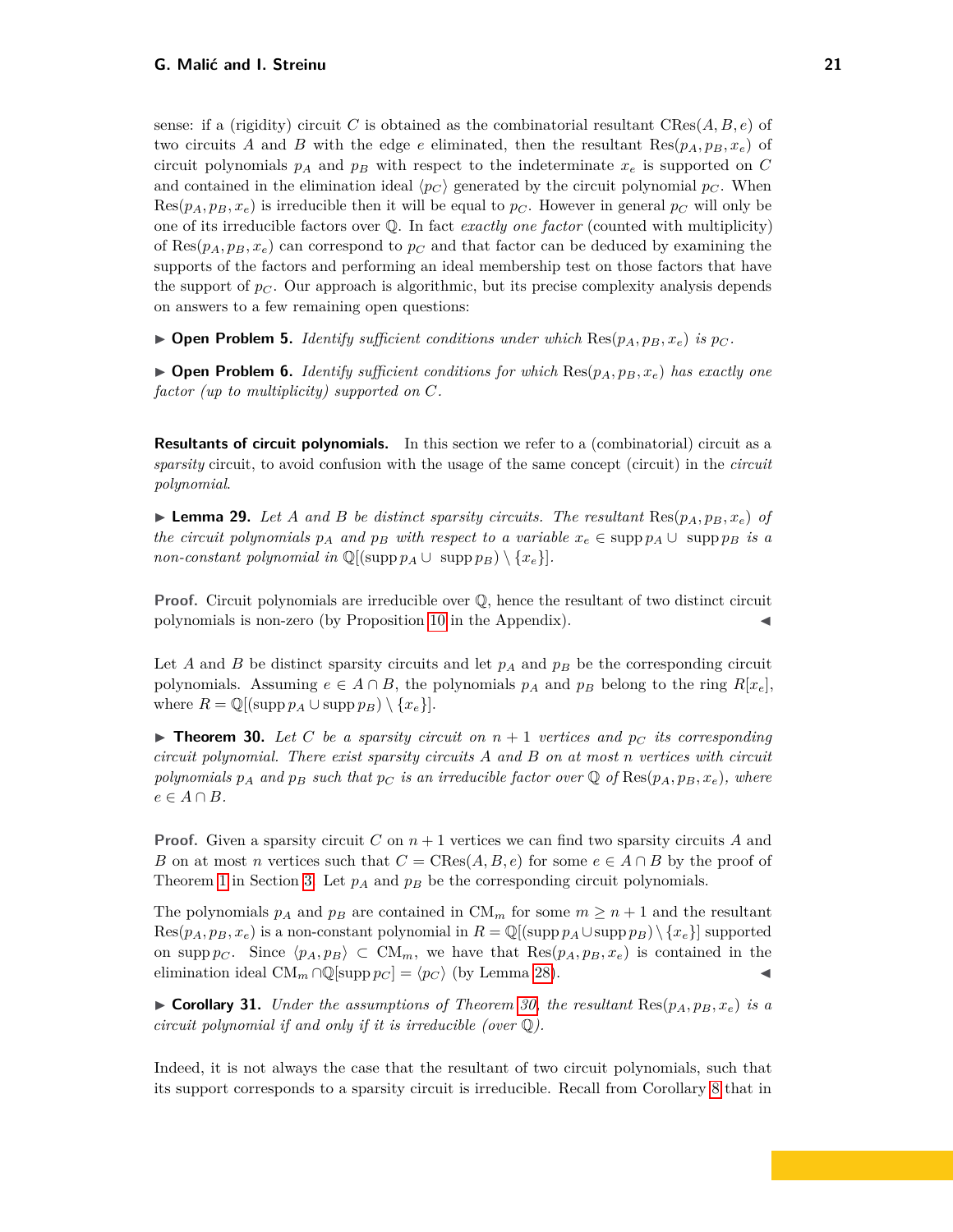sense: if a (rigidity) circuit $C$ is obtained as the combinatorial resultant $\mathrm{CRes}(A, B, e)$ of two circuits $A$ and $B$ with the edge $e$ eliminated, then the resultant $\mathrm{Res}(p_A, p_B, x_e)$ of circuit polynomials $p_A$ and $p_B$ with respect to the indeterminate $x_e$ is supported on $C$ and contained in the elimination ideal $\langle p_C \rangle$ generated by the circuit polynomial $p_C$. When $\mathrm{Res}(p_A, p_B, x_e)$ is irreducible then it will be equal to $p_C$. However in general $p_C$ will only be one of its irreducible factors over $\mathbb{Q}$. In fact *exactly one factor* (counted with multiplicity) of $\mathrm{Res}(p_A, p_B, x_e)$ can correspond to $p_C$ and that factor can be deduced by examining the supports of the factors and performing an ideal membership test on those factors that have the support of $p_C$. Our approach is algorithmic, but its precise complexity analysis depends on answers to a few remaining open questions:

▶ **Open Problem 5.** *Identify sufficient conditions under which* $\mathrm{Res}(p_A, p_B, x_e)$ *is* $p_C$.

▶ **Open Problem 6.** *Identify sufficient conditions for which* $\mathrm{Res}(p_A, p_B, x_e)$ *has exactly one factor (up to multiplicity) supported on* $C$.

**Resultants of circuit polynomials.** In this section we refer to a (combinatorial) circuit as a *sparsity* circuit, to avoid confusion with the usage of the same concept (circuit) in the *circuit polynomial*.

▶ **Lemma 29.** *Let $A$ and $B$ be distinct sparsity circuits. The resultant* $\mathrm{Res}(p_A, p_B, x_e)$ *of the circuit polynomials $p_A$ and $p_B$ with respect to a variable* $x_e \in \operatorname{supp} p_A \cup \operatorname{supp} p_B$ *is a non-constant polynomial in* $\mathbb{Q}[(\operatorname{supp} p_A \cup \operatorname{supp} p_B) \setminus \{x_e\}]$.

**Proof.** Circuit polynomials are irreducible over $\mathbb{Q}$, hence the resultant of two distinct circuit polynomials is non-zero (by Proposition 10 in the Appendix). ◀

Let $A$ and $B$ be distinct sparsity circuits and let $p_A$ and $p_B$ be the corresponding circuit polynomials. Assuming $e \in A \cap B$, the polynomials $p_A$ and $p_B$ belong to the ring $R[x_e]$, where $R = \mathbb{Q}[(\operatorname{supp} p_A \cup \operatorname{supp} p_B) \setminus \{x_e\}]$.

▶ **Theorem 30.** *Let $C$ be a sparsity circuit on $n+1$ vertices and $p_C$ its corresponding circuit polynomial. There exist sparsity circuits $A$ and $B$ on at most $n$ vertices with circuit polynomials $p_A$ and $p_B$ such that $p_C$ is an irreducible factor over $\mathbb{Q}$ of* $\mathrm{Res}(p_A, p_B, x_e)$, *where* $e \in A \cap B$.

**Proof.** Given a sparsity circuit $C$ on $n+1$ vertices we can find two sparsity circuits $A$ and $B$ on at most $n$ vertices such that $C = \mathrm{CRes}(A, B, e)$ for some $e \in A \cap B$ by the proof of Theorem 1 in Section 3. Let $p_A$ and $p_B$ be the corresponding circuit polynomials.

The polynomials $p_A$ and $p_B$ are contained in $\mathrm{CM}_m$ for some $m \geq n+1$ and the resultant $\mathrm{Res}(p_A, p_B, x_e)$ is a non-constant polynomial in $R = \mathbb{Q}[(\operatorname{supp} p_A \cup \operatorname{supp} p_B) \setminus \{x_e\}]$ supported on $\operatorname{supp} p_C$. Since $\langle p_A, p_B \rangle \subset \mathrm{CM}_m$, we have that $\mathrm{Res}(p_A, p_B, x_e)$ is contained in the elimination ideal $\mathrm{CM}_m \cap \mathbb{Q}[\operatorname{supp} p_C] = \langle p_C \rangle$ (by Lemma 28). ◀

▶ **Corollary 31.** *Under the assumptions of Theorem 30, the resultant* $\mathrm{Res}(p_A, p_B, x_e)$ *is a circuit polynomial if and only if it is irreducible (over $\mathbb{Q}$).*

Indeed, it is not always the case that the resultant of two circuit polynomials, such that its support corresponds to a sparsity circuit is irreducible. Recall from Corollary 8 that in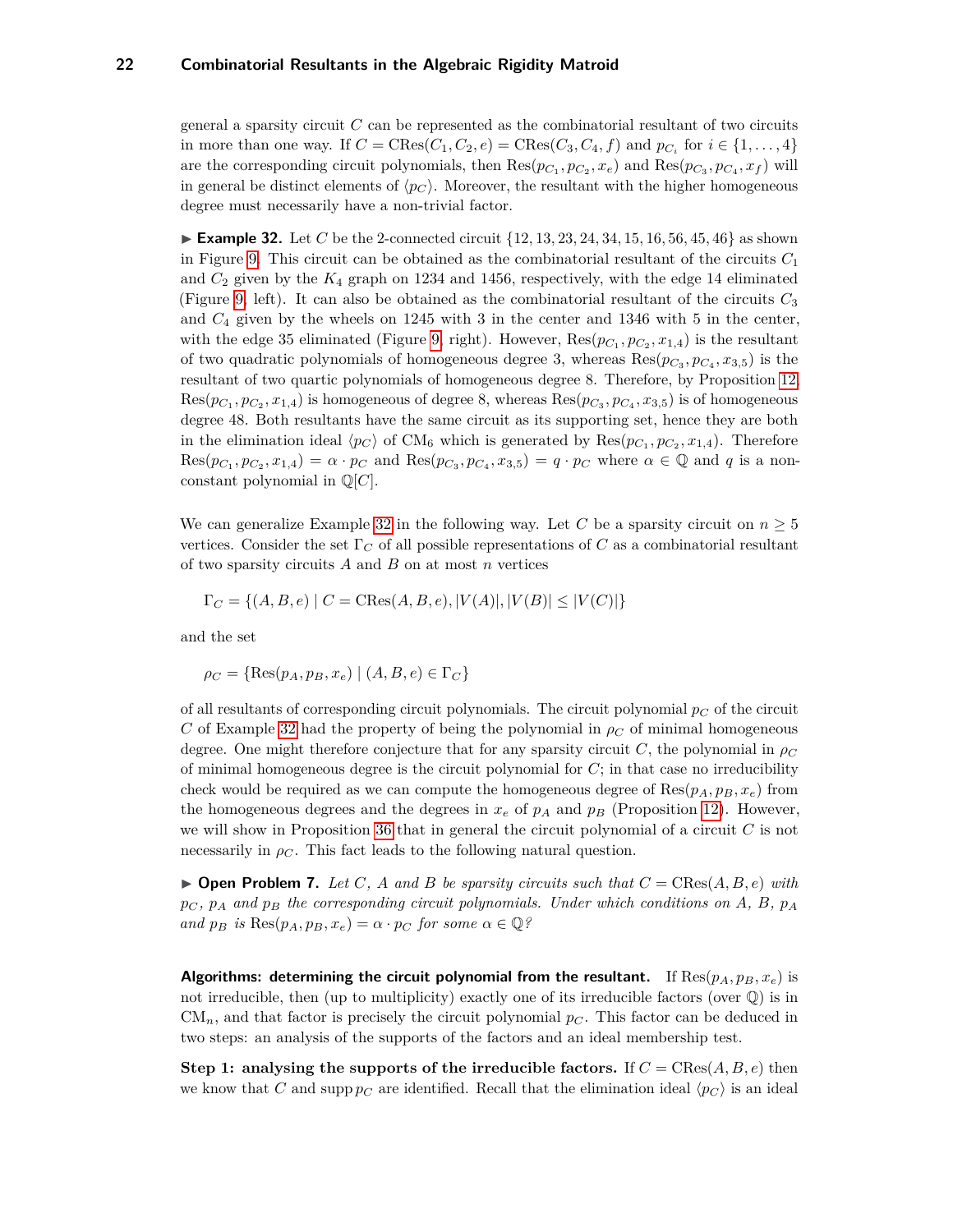general a sparsity circuit $C$ can be represented as the combinatorial resultant of two circuits in more than one way. If $C = \mathrm{CRes}(C_1, C_2, e) = \mathrm{CRes}(C_3, C_4, f)$ and $p_{C_i}$ for $i \in \{1, \dots, 4\}$ are the corresponding circuit polynomials, then $\mathrm{Res}(p_{C_1}, p_{C_2}, x_e)$ and $\mathrm{Res}(p_{C_3}, p_{C_4}, x_f)$ will in general be distinct elements of $\langle p_C \rangle$. Moreover, the resultant with the higher homogeneous degree must necessarily have a non-trivial factor.

▶ **Example 32.** Let $C$ be the 2-connected circuit $\{12, 13, 23, 24, 34, 15, 16, 56, 45, 46\}$ as shown in Figure 9. This circuit can be obtained as the combinatorial resultant of the circuits $C_1$ and $C_2$ given by the $K_4$ graph on 1234 and 1456, respectively, with the edge 14 eliminated (Figure 9, left). It can also be obtained as the combinatorial resultant of the circuits $C_3$ and $C_4$ given by the wheels on 1245 with 3 in the center and 1346 with 5 in the center, with the edge 35 eliminated (Figure 9, right). However, $\mathrm{Res}(p_{C_1}, p_{C_2}, x_{1,4})$ is the resultant of two quadratic polynomials of homogeneous degree 3, whereas $\mathrm{Res}(p_{C_3}, p_{C_4}, x_{3,5})$ is the resultant of two quartic polynomials of homogeneous degree 8. Therefore, by Proposition 12, $\mathrm{Res}(p_{C_1}, p_{C_2}, x_{1,4})$ is homogeneous of degree 8, whereas $\mathrm{Res}(p_{C_3}, p_{C_4}, x_{3,5})$ is of homogeneous degree 48. Both resultants have the same circuit as its supporting set, hence they are both in the elimination ideal $\langle p_C \rangle$ of $\mathrm{CM}_6$ which is generated by $\mathrm{Res}(p_{C_1}, p_{C_2}, x_{1,4})$. Therefore $\mathrm{Res}(p_{C_1}, p_{C_2}, x_{1,4}) = \alpha \cdot p_C$ and $\mathrm{Res}(p_{C_3}, p_{C_4}, x_{3,5}) = q \cdot p_C$ where $\alpha \in \mathbb{Q}$ and $q$ is a non-constant polynomial in $\mathbb{Q}[C]$.

We can generalize Example 32 in the following way. Let $C$ be a sparsity circuit on $n \geq 5$ vertices. Consider the set $\Gamma_C$ of all possible representations of $C$ as a combinatorial resultant of two sparsity circuits $A$ and $B$ on at most $n$ vertices

$$\Gamma_C = \{(A, B, e) \mid C = \mathrm{CRes}(A, B, e), |V(A)|, |V(B)| \leq |V(C)|\}$$

and the set

$$\rho_C = \{\mathrm{Res}(p_A, p_B, x_e) \mid (A, B, e) \in \Gamma_C\}$$

of all resultants of corresponding circuit polynomials. The circuit polynomial $p_C$ of the circuit $C$ of Example 32 had the property of being the polynomial in $\rho_C$ of minimal homogeneous degree. One might therefore conjecture that for any sparsity circuit $C$, the polynomial in $\rho_C$ of minimal homogeneous degree is the circuit polynomial for $C$; in that case no irreducibility check would be required as we can compute the homogeneous degree of $\mathrm{Res}(p_A, p_B, x_e)$ from the homogeneous degrees and the degrees in $x_e$ of $p_A$ and $p_B$ (Proposition 12). However, we will show in Proposition 36 that in general the circuit polynomial of a circuit $C$ is not necessarily in $\rho_C$. This fact leads to the following natural question.

▶ **Open Problem 7.** *Let $C$, $A$ and $B$ be sparsity circuits such that $C = \mathrm{CRes}(A, B, e)$ with $p_C$, $p_A$ and $p_B$ the corresponding circuit polynomials. Under which conditions on $A$, $B$, $p_A$ and $p_B$ is $\mathrm{Res}(p_A, p_B, x_e) = \alpha \cdot p_C$ for some $\alpha \in \mathbb{Q}$?*

**Algorithms: determining the circuit polynomial from the resultant.** If $\mathrm{Res}(p_A, p_B, x_e)$ is not irreducible, then (up to multiplicity) exactly one of its irreducible factors (over $\mathbb{Q}$) is in $\mathrm{CM}_n$, and that factor is precisely the circuit polynomial $p_C$. This factor can be deduced in two steps: an analysis of the supports of the factors and an ideal membership test.

**Step 1: analysing the supports of the irreducible factors.** If $C = \mathrm{CRes}(A, B, e)$ then we know that $C$ and $\mathrm{supp}\, p_C$ are identified. Recall that the elimination ideal $\langle p_C \rangle$ is an ideal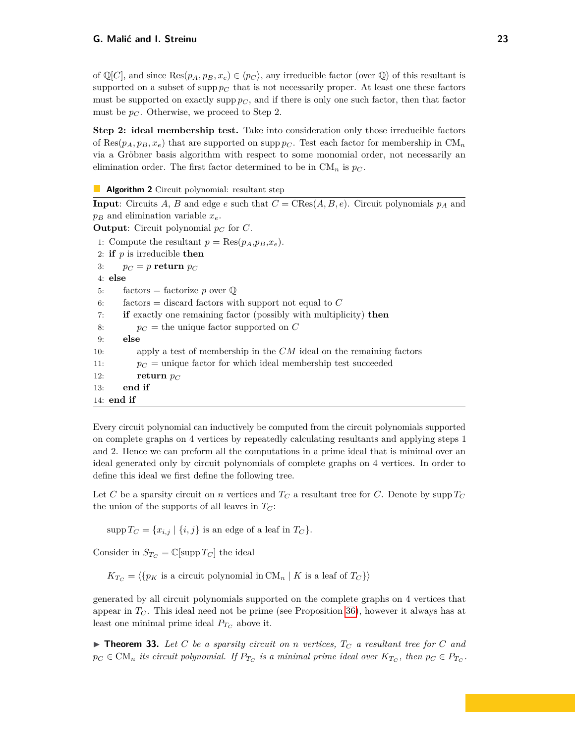of $\mathbb{Q}[C]$, and since $\mathrm{Res}(p_A, p_B, x_e) \in \langle p_C \rangle$, any irreducible factor (over $\mathbb{Q}$) of this resultant is supported on a subset of $\operatorname{supp} p_C$ that is not necessarily proper. At least one these factors must be supported on exactly $\operatorname{supp} p_C$, and if there is only one such factor, then that factor must be $p_C$. Otherwise, we proceed to Step 2.

**Step 2: ideal membership test.** Take into consideration only those irreducible factors of $\mathrm{Res}(p_A, p_B, x_e)$ that are supported on $\operatorname{supp} p_C$. Test each factor for membership in $\mathrm{CM}_n$ via a Gröbner basis algorithm with respect to some monomial order, not necessarily an elimination order. The first factor determined to be in $\mathrm{CM}_n$ is $p_C$.

**Algorithm 2** Circuit polynomial: resultant step

**Input**: Circuits $A$, $B$ and edge $e$ such that $C = \mathrm{CRes}(A, B, e)$. Circuit polynomials $p_A$ and $p_B$ and elimination variable $x_e$.
**Output**: Circuit polynomial $p_C$ for $C$.

```
1: Compute the resultant p = Res(p_A, p_B, x_e).
2: if p is irreducible then
3:     p_C = p return p_C
4: else
5:     factors = factorize p over Q
6:     factors = discard factors with support not equal to C
7:     if exactly one remaining factor (possibly with multiplicity) then
8:         p_C = the unique factor supported on C
9:     else
10:        apply a test of membership in the CM ideal on the remaining factors
11:        p_C = unique factor for which ideal membership test succeeded
12:        return p_C
13:    end if
14: end if
```

Every circuit polynomial can inductively be computed from the circuit polynomials supported on complete graphs on 4 vertices by repeatedly calculating resultants and applying steps 1 and 2. Hence we can preform all the computations in a prime ideal that is minimal over an ideal generated only by circuit polynomials of complete graphs on 4 vertices. In order to define this ideal we first define the following tree.

Let $C$ be a sparsity circuit on $n$ vertices and $T_C$ a resultant tree for $C$. Denote by $\operatorname{supp} T_C$ the union of the supports of all leaves in $T_C$:

$$\operatorname{supp} T_C = \{x_{i,j} \mid \{i,j\} \text{ is an edge of a leaf in } T_C\}.$$

Consider in $S_{T_C} = \mathbb{C}[\operatorname{supp} T_C]$ the ideal

$$K_{T_C} = \langle \{p_K \text{ is a circuit polynomial in } \mathrm{CM}_n \mid K \text{ is a leaf of } T_C\} \rangle$$

generated by all circuit polynomials supported on the complete graphs on 4 vertices that appear in $T_C$. This ideal need not be prime (see Proposition 36), however it always has at least one minimal prime ideal $P_{T_C}$ above it.

▶ **Theorem 33.** *Let $C$ be a sparsity circuit on $n$ vertices, $T_C$ a resultant tree for $C$ and $p_C \in \mathrm{CM}_n$ its circuit polynomial. If $P_{T_C}$ is a minimal prime ideal over $K_{T_C}$, then $p_C \in P_{T_C}$.*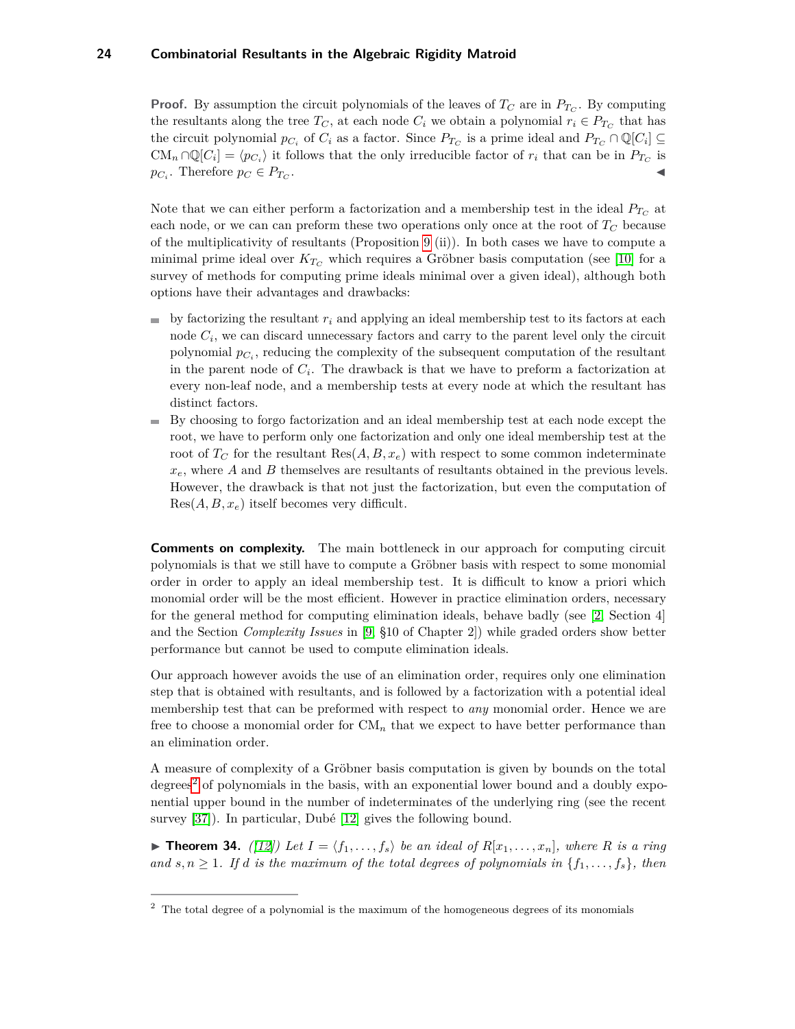**Proof.** By assumption the circuit polynomials of the leaves of $T_C$ are in $P_{T_C}$. By computing the resultants along the tree $T_C$, at each node $C_i$ we obtain a polynomial $r_i \in P_{T_C}$ that has the circuit polynomial $p_{C_i}$ of $C_i$ as a factor. Since $P_{T_C}$ is a prime ideal and $P_{T_C} \cap \mathbb{Q}[C_i] \subseteq \mathrm{CM}_n \cap \mathbb{Q}[C_i] = \langle p_{C_i} \rangle$ it follows that the only irreducible factor of $r_i$ that can be in $P_{T_C}$ is $p_{C_i}$. Therefore $p_C \in P_{T_C}$. ◀

Note that we can either perform a factorization and a membership test in the ideal $P_{T_C}$ at each node, or we can can preform these two operations only once at the root of $T_C$ because of the multiplicativity of resultants (Proposition 9 (ii)). In both cases we have to compute a minimal prime ideal over $K_{T_C}$ which requires a Gröbner basis computation (see [10] for a survey of methods for computing prime ideals minimal over a given ideal), although both options have their advantages and drawbacks:

- by factorizing the resultant $r_i$ and applying an ideal membership test to its factors at each node $C_i$, we can discard unnecessary factors and carry to the parent level only the circuit polynomial $p_{C_i}$, reducing the complexity of the subsequent computation of the resultant in the parent node of $C_i$. The drawback is that we have to preform a factorization at every non-leaf node, and a membership tests at every node at which the resultant has distinct factors.
- By choosing to forgo factorization and an ideal membership test at each node except the root, we have to perform only one factorization and only one ideal membership test at the root of $T_C$ for the resultant $\mathrm{Res}(A, B, x_e)$ with respect to some common indeterminate $x_e$, where $A$ and $B$ themselves are resultants of resultants obtained in the previous levels. However, the drawback is that not just the factorization, but even the computation of $\mathrm{Res}(A, B, x_e)$ itself becomes very difficult.

**Comments on complexity.** The main bottleneck in our approach for computing circuit polynomials is that we still have to compute a Gröbner basis with respect to some monomial order in order to apply an ideal membership test. It is difficult to know a priori which monomial order will be the most efficient. However in practice elimination orders, necessary for the general method for computing elimination ideals, behave badly (see [2, Section 4] and the Section *Complexity Issues* in [9, §10 of Chapter 2]) while graded orders show better performance but cannot be used to compute elimination ideals.

Our approach however avoids the use of an elimination order, requires only one elimination step that is obtained with resultants, and is followed by a factorization with a potential ideal membership test that can be preformed with respect to *any* monomial order. Hence we are free to choose a monomial order for $\mathrm{CM}_n$ that we expect to have better performance than an elimination order.

A measure of complexity of a Gröbner basis computation is given by bounds on the total degrees[2] of polynomials in the basis, with an exponential lower bound and a doubly exponential upper bound in the number of indeterminates of the underlying ring (see the recent survey [37]). In particular, Dubé [12] gives the following bound.

▶ **Theorem 34.** *([12]) Let $I = \langle f_1, \ldots, f_s \rangle$ be an ideal of $R[x_1, \ldots, x_n]$, where $R$ is a ring and $s, n \geq 1$. If $d$ is the maximum of the total degrees of polynomials in $\{f_1, \ldots, f_s\}$, then*

[2] The total degree of a polynomial is the maximum of the homogeneous degrees of its monomials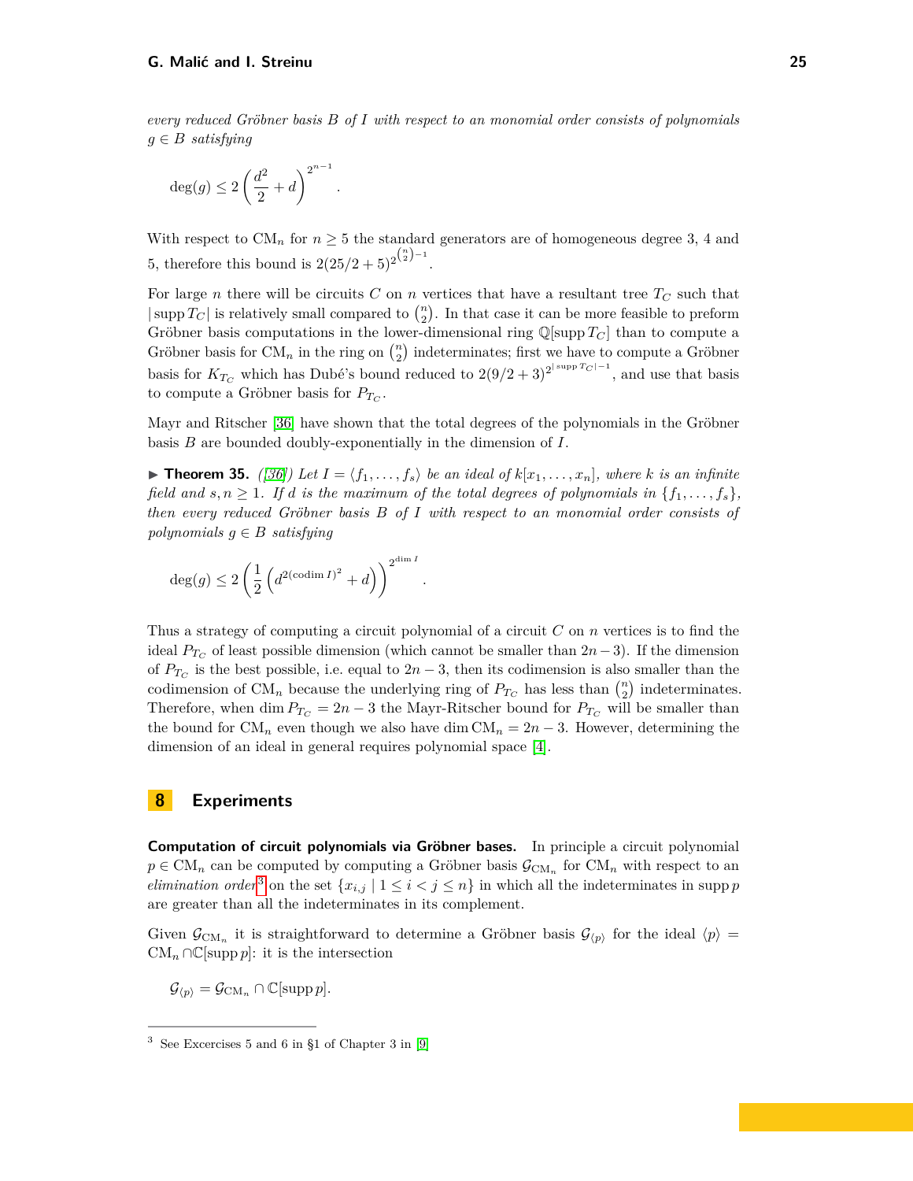*every reduced Gröbner basis $B$ of $I$ with respect to an monomial order consists of polynomials $g \in B$ satisfying*

$$\deg(g) \leq 2\left(\frac{d^2}{2} + d\right)^{2^{n-1}}.$$

With respect to $\mathrm{CM}_n$ for $n \geq 5$ the standard generators are of homogeneous degree 3, 4 and 5, therefore this bound is $2(25/2+5)^{2^{\binom{n}{2}-1}}$.

For large $n$ there will be circuits $C$ on $n$ vertices that have a resultant tree $T_C$ such that $|\operatorname{supp} T_C|$ is relatively small compared to $\binom{n}{2}$. In that case it can be more feasible to preform Gröbner basis computations in the lower-dimensional ring $\mathbb{Q}[\operatorname{supp} T_C]$ than to compute a Gröbner basis for $\mathrm{CM}_n$ in the ring on $\binom{n}{2}$ indeterminates; first we have to compute a Gröbner basis for $K_{T_C}$ which has Dubé's bound reduced to $2(9/2+3)^{2^{|\operatorname{supp} T_C|-1}}$, and use that basis to compute a Gröbner basis for $P_{T_C}$.

Mayr and Ritscher [36] have shown that the total degrees of the polynomials in the Gröbner basis $B$ are bounded doubly-exponentially in the dimension of $I$.

▶ **Theorem 35.** *([36]) Let $I = \langle f_1, \ldots, f_s \rangle$ be an ideal of $k[x_1, \ldots, x_n]$, where $k$ is an infinite field and $s, n \geq 1$. If $d$ is the maximum of the total degrees of polynomials in $\{f_1, \ldots, f_s\}$, then every reduced Gröbner basis $B$ of $I$ with respect to an monomial order consists of polynomials $g \in B$ satisfying*

$$\deg(g) \leq 2\left(\frac{1}{2}\left(d^{2(\operatorname{codim} I)^2} + d\right)\right)^{2^{\dim I}}.$$

Thus a strategy of computing a circuit polynomial of a circuit $C$ on $n$ vertices is to find the ideal $P_{T_C}$ of least possible dimension (which cannot be smaller than $2n-3$). If the dimension of $P_{T_C}$ is the best possible, i.e. equal to $2n-3$, then its codimension is also smaller than the codimension of $\mathrm{CM}_n$ because the underlying ring of $P_{T_C}$ has less than $\binom{n}{2}$ indeterminates. Therefore, when $\dim P_{T_C} = 2n-3$ the Mayr-Ritscher bound for $P_{T_C}$ will be smaller than the bound for $\mathrm{CM}_n$ even though we also have $\dim \mathrm{CM}_n = 2n-3$. However, determining the dimension of an ideal in general requires polynomial space [4].

## 8 Experiments

**Computation of circuit polynomials via Gröbner bases.** In principle a circuit polynomial $p \in \mathrm{CM}_n$ can be computed by computing a Gröbner basis $\mathcal{G}_{\mathrm{CM}_n}$ for $\mathrm{CM}_n$ with respect to an *elimination order*[3] on the set $\{x_{i,j} \mid 1 \leq i < j \leq n\}$ in which all the indeterminates in $\operatorname{supp} p$ are greater than all the indeterminates in its complement.

Given $\mathcal{G}_{\mathrm{CM}_n}$ it is straightforward to determine a Gröbner basis $\mathcal{G}_{\langle p \rangle}$ for the ideal $\langle p \rangle = \mathrm{CM}_n \cap \mathbb{C}[\operatorname{supp} p]$: it is the intersection

$$\mathcal{G}_{\langle p \rangle} = \mathcal{G}_{\mathrm{CM}_n} \cap \mathbb{C}[\operatorname{supp} p].$$

---

[3] See Excercises 5 and 6 in §1 of Chapter 3 in [9]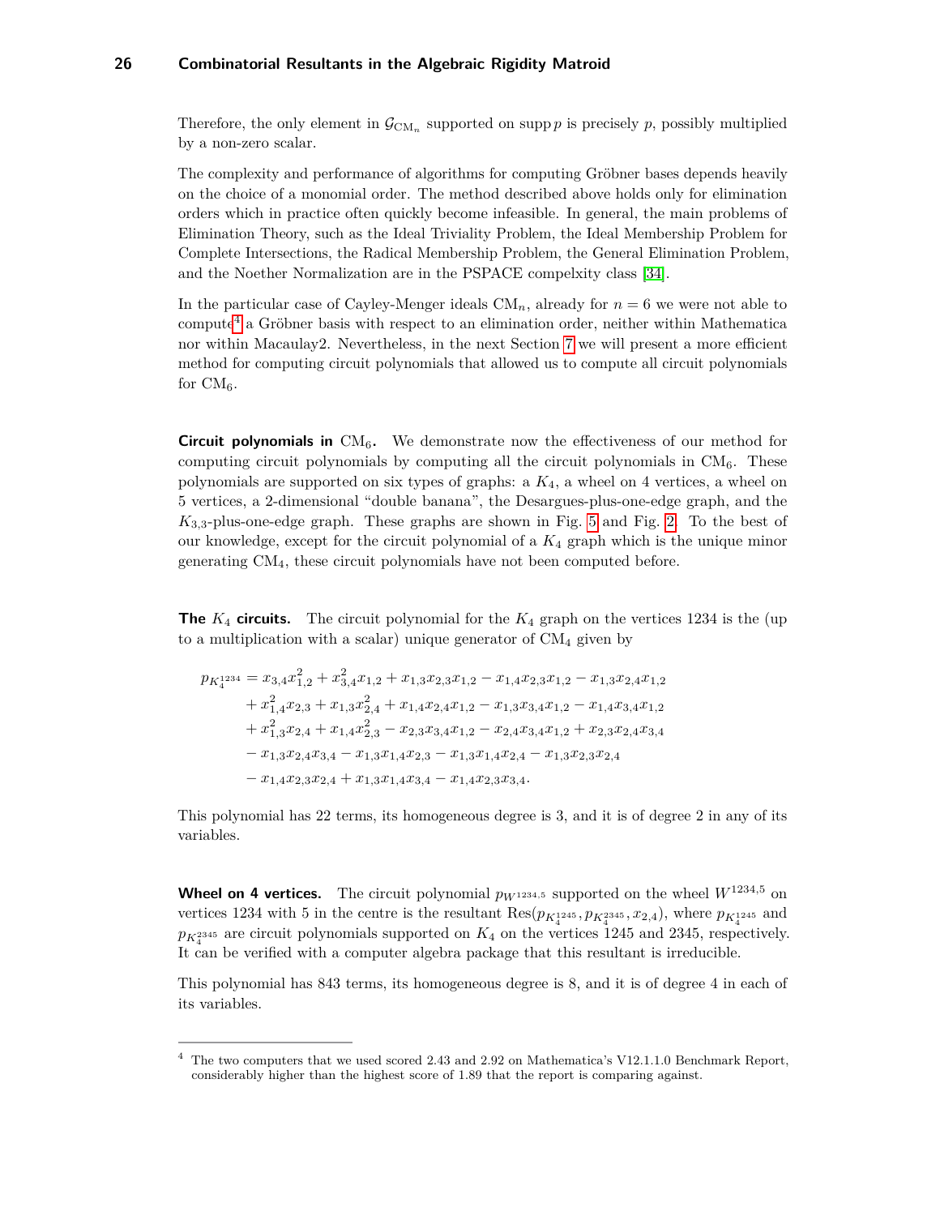Therefore, the only element in $\mathcal{G}_{\mathrm{CM}_n}$ supported on $\operatorname{supp} p$ is precisely $p$, possibly multiplied by a non-zero scalar.

The complexity and performance of algorithms for computing Gröbner bases depends heavily on the choice of a monomial order. The method described above holds only for elimination orders which in practice often quickly become infeasible. In general, the main problems of Elimination Theory, such as the Ideal Triviality Problem, the Ideal Membership Problem for Complete Intersections, the Radical Membership Problem, the General Elimination Problem, and the Noether Normalization are in the PSPACE compelxity class [34].

In the particular case of Cayley-Menger ideals $\mathrm{CM}_n$, already for $n = 6$ we were not able to compute[4] a Gröbner basis with respect to an elimination order, neither within Mathematica nor within Macaulay2. Nevertheless, in the next Section 7 we will present a more efficient method for computing circuit polynomials that allowed us to compute all circuit polynomials for $\mathrm{CM}_6$.

**Circuit polynomials in $\mathrm{CM}_6$.** We demonstrate now the effectiveness of our method for computing circuit polynomials by computing all the circuit polynomials in $\mathrm{CM}_6$. These polynomials are supported on six types of graphs: a $K_4$, a wheel on 4 vertices, a wheel on 5 vertices, a 2-dimensional "double banana", the Desargues-plus-one-edge graph, and the $K_{3,3}$-plus-one-edge graph. These graphs are shown in Fig. 5 and Fig. 2. To the best of our knowledge, except for the circuit polynomial of a $K_4$ graph which is the unique minor generating $\mathrm{CM}_4$, these circuit polynomials have not been computed before.

**The $K_4$ circuits.** The circuit polynomial for the $K_4$ graph on the vertices 1234 is the (up to a multiplication with a scalar) unique generator of $\mathrm{CM}_4$ given by

$$
\begin{aligned}
p_{K_4^{1234}} = {} & x_{3,4}x_{1,2}^2 + x_{3,4}^2x_{1,2} + x_{1,3}x_{2,3}x_{1,2} - x_{1,4}x_{2,3}x_{1,2} - x_{1,3}x_{2,4}x_{1,2} \\
& + x_{1,4}^2x_{2,3} + x_{1,3}x_{2,4}^2 + x_{1,4}x_{2,4}x_{1,2} - x_{1,3}x_{3,4}x_{1,2} - x_{1,4}x_{3,4}x_{1,2} \\
& + x_{1,3}^2x_{2,4} + x_{1,4}x_{2,3}^2 - x_{2,3}x_{3,4}x_{1,2} - x_{2,4}x_{3,4}x_{1,2} + x_{2,3}x_{2,4}x_{3,4} \\
& - x_{1,3}x_{2,4}x_{3,4} - x_{1,3}x_{1,4}x_{2,3} - x_{1,3}x_{1,4}x_{2,4} - x_{1,3}x_{2,3}x_{2,4} \\
& - x_{1,4}x_{2,3}x_{2,4} + x_{1,3}x_{1,4}x_{3,4} - x_{1,4}x_{2,3}x_{3,4}.
\end{aligned}
$$

This polynomial has 22 terms, its homogeneous degree is 3, and it is of degree 2 in any of its variables.

**Wheel on 4 vertices.** The circuit polynomial $p_{W^{1234,5}}$ supported on the wheel $W^{1234,5}$ on vertices 1234 with 5 in the centre is the resultant $\operatorname{Res}(p_{K_4^{1245}}, p_{K_4^{2345}}, x_{2,4})$, where $p_{K_4^{1245}}$ and $p_{K_4^{2345}}$ are circuit polynomials supported on $K_4$ on the vertices 1245 and 2345, respectively. It can be verified with a computer algebra package that this resultant is irreducible.

This polynomial has 843 terms, its homogeneous degree is 8, and it is of degree 4 in each of its variables.

[4] The two computers that we used scored 2.43 and 2.92 on Mathematica's V12.1.1.0 Benchmark Report, considerably higher than the highest score of 1.89 that the report is comparing against.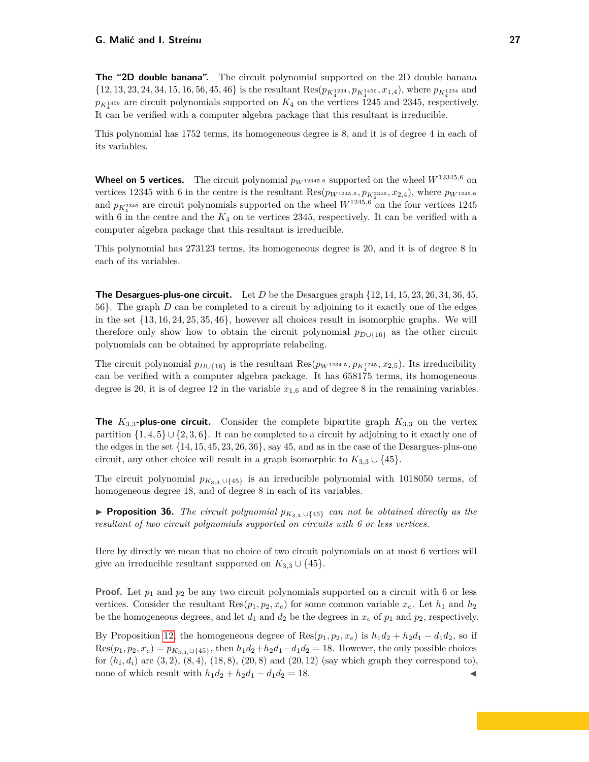**The "2D double banana".** The circuit polynomial supported on the 2D double banana $\{12, 13, 23, 24, 34, 15, 16, 56, 45, 46\}$ is the resultant $\mathrm{Res}(p_{K_4^{1234}}, p_{K_4^{1456}}, x_{1,4})$, where $p_{K_4^{1234}}$ and $p_{K_4^{1456}}$ are circuit polynomials supported on $K_4$ on the vertices 1245 and 2345, respectively. It can be verified with a computer algebra package that this resultant is irreducible.

This polynomial has 1752 terms, its homogeneous degree is 8, and it is of degree 4 in each of its variables.

**Wheel on 5 vertices.** The circuit polynomial $p_{W^{12345,6}}$ supported on the wheel $W^{12345,6}$ on vertices 12345 with 6 in the centre is the resultant $\mathrm{Res}(p_{W^{1245,6}}, p_{K_4^{2346}}, x_{2,4})$, where $p_{W^{1245,6}}$ and $p_{K_4^{2346}}$ are circuit polynomials supported on the wheel $W^{1245,6}$ on the four vertices 1245 with 6 in the centre and the $K_4$ on te vertices 2345, respectively. It can be verified with a computer algebra package that this resultant is irreducible.

This polynomial has 273123 terms, its homogeneous degree is 20, and it is of degree 8 in each of its variables.

**The Desargues-plus-one circuit.** Let $D$ be the Desargues graph $\{12, 14, 15, 23, 26, 34, 36, 45, 56\}$. The graph $D$ can be completed to a circuit by adjoining to it exactly one of the edges in the set $\{13, 16, 24, 25, 35, 46\}$, however all choices result in isomorphic graphs. We will therefore only show how to obtain the circuit polynomial $p_{D\cup\{16\}}$ as the other circuit polynomials can be obtained by appropriate relabeling.

The circuit polynomial $p_{D\cup\{16\}}$ is the resultant $\mathrm{Res}(p_{W^{1234,5}}, p_{K_4^{1245}}, x_{2,5})$. Its irreducibility can be verified with a computer algebra package. It has 658175 terms, its homogeneous degree is 20, it is of degree 12 in the variable $x_{1,6}$ and of degree 8 in the remaining variables.

**The $K_{3,3}$-plus-one circuit.** Consider the complete bipartite graph $K_{3,3}$ on the vertex partition $\{1, 4, 5\} \cup \{2, 3, 6\}$. It can be completed to a circuit by adjoining to it exactly one of the edges in the set $\{14, 15, 45, 23, 26, 36\}$, say 45, and as in the case of the Desargues-plus-one circuit, any other choice will result in a graph isomorphic to $K_{3,3} \cup \{45\}$.

The circuit polynomial $p_{K_{3,3}\cup\{45\}}$ is an irreducible polynomial with 1018050 terms, of homogeneous degree 18, and of degree 8 in each of its variables.

▶ **Proposition 36.** *The circuit polynomial $p_{K_{3,3}\cup\{45\}}$ can not be obtained directly as the resultant of two circuit polynomials supported on circuits with 6 or less vertices.*

Here by directly we mean that no choice of two circuit polynomials on at most 6 vertices will give an irreducible resultant supported on $K_{3,3} \cup \{45\}$.

**Proof.** Let $p_1$ and $p_2$ be any two circuit polynomials supported on a circuit with 6 or less vertices. Consider the resultant $\mathrm{Res}(p_1, p_2, x_e)$ for some common variable $x_e$. Let $h_1$ and $h_2$ be the homogeneous degrees, and let $d_1$ and $d_2$ be the degrees in $x_e$ of $p_1$ and $p_2$, respectively.

By Proposition 12, the homogeneous degree of $\mathrm{Res}(p_1, p_2, x_e)$ is $h_1d_2 + h_2d_1 - d_1d_2$, so if $\mathrm{Res}(p_1, p_2, x_e) = p_{K_{3,3}\cup\{45\}}$, then $h_1d_2+h_2d_1-d_1d_2 = 18$. However, the only possible choices for $(h_i, d_i)$ are $(3, 2)$, $(8, 4)$, $(18, 8)$, $(20, 8)$ and $(20, 12)$ (say which graph they correspond to), none of which result with $h_1d_2 + h_2d_1 - d_1d_2 = 18$. ◀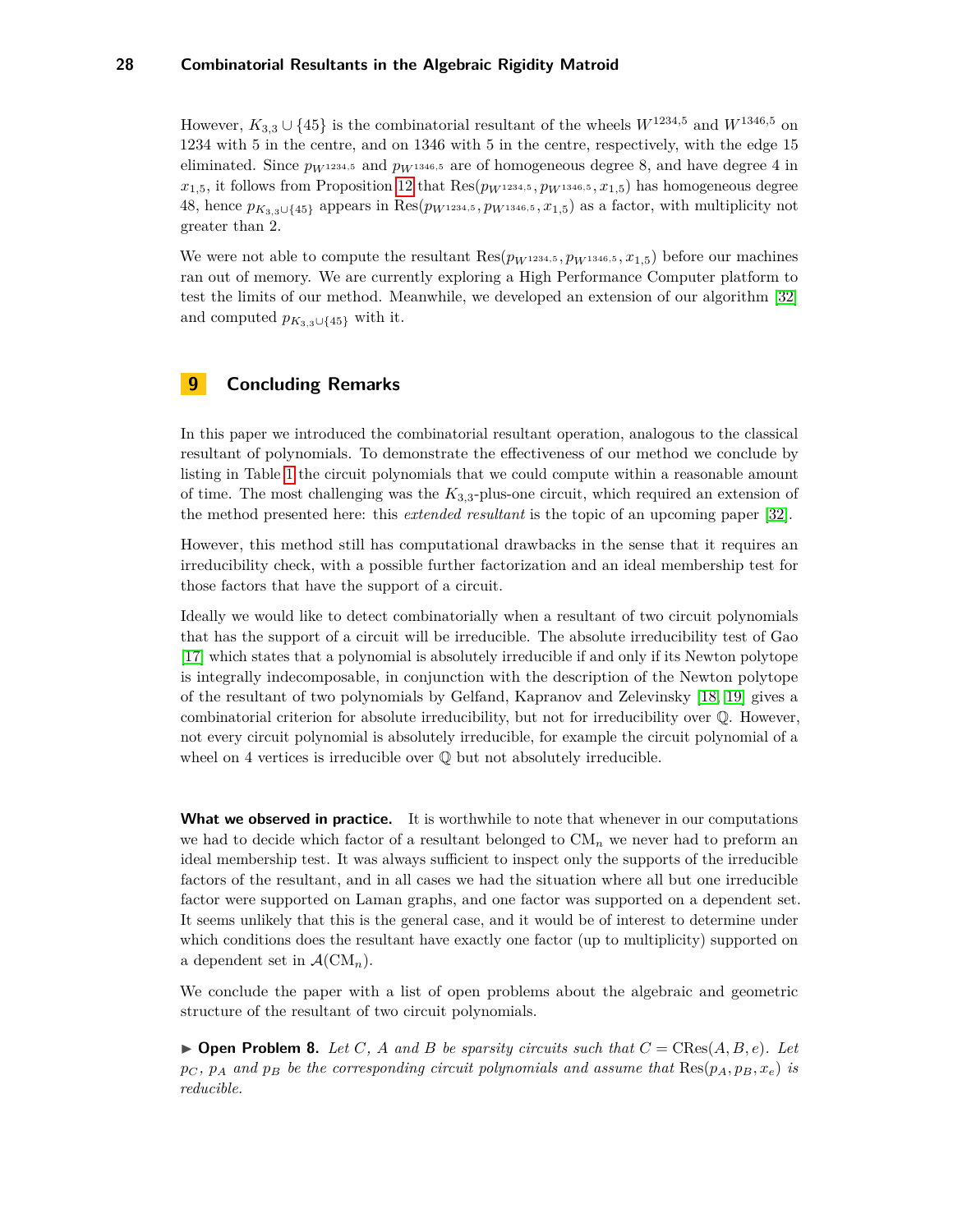However, $K_{3,3} \cup \{45\}$ is the combinatorial resultant of the wheels $W^{1234,5}$ and $W^{1346,5}$ on 1234 with 5 in the centre, and on 1346 with 5 in the centre, respectively, with the edge 15 eliminated. Since $p_{W^{1234,5}}$ and $p_{W^{1346,5}}$ are of homogeneous degree 8, and have degree 4 in $x_{1,5}$, it follows from Proposition 12 that $\mathrm{Res}(p_{W^{1234,5}}, p_{W^{1346,5}}, x_{1,5})$ has homogeneous degree 48, hence $p_{K_{3,3}\cup\{45\}}$ appears in $\mathrm{Res}(p_{W^{1234,5}}, p_{W^{1346,5}}, x_{1,5})$ as a factor, with multiplicity not greater than 2.

We were not able to compute the resultant $\mathrm{Res}(p_{W^{1234,5}}, p_{W^{1346,5}}, x_{1,5})$ before our machines ran out of memory. We are currently exploring a High Performance Computer platform to test the limits of our method. Meanwhile, we developed an extension of our algorithm [32] and computed $p_{K_{3,3}\cup\{45\}}$ with it.

## 9 Concluding Remarks

In this paper we introduced the combinatorial resultant operation, analogous to the classical resultant of polynomials. To demonstrate the effectiveness of our method we conclude by listing in Table 1 the circuit polynomials that we could compute within a reasonable amount of time. The most challenging was the $K_{3,3}$-plus-one circuit, which required an extension of the method presented here: this *extended resultant* is the topic of an upcoming paper [32].

However, this method still has computational drawbacks in the sense that it requires an irreducibility check, with a possible further factorization and an ideal membership test for those factors that have the support of a circuit.

Ideally we would like to detect combinatorially when a resultant of two circuit polynomials that has the support of a circuit will be irreducible. The absolute irreducibility test of Gao [17] which states that a polynomial is absolutely irreducible if and only if its Newton polytope is integrally indecomposable, in conjunction with the description of the Newton polytope of the resultant of two polynomials by Gelfand, Kapranov and Zelevinsky [18, 19] gives a combinatorial criterion for absolute irreducibility, but not for irreducibility over $\mathbb{Q}$. However, not every circuit polynomial is absolutely irreducible, for example the circuit polynomial of a wheel on 4 vertices is irreducible over $\mathbb{Q}$ but not absolutely irreducible.

**What we observed in practice.** It is worthwhile to note that whenever in our computations we had to decide which factor of a resultant belonged to $\mathrm{CM}_n$ we never had to preform an ideal membership test. It was always sufficient to inspect only the supports of the irreducible factors of the resultant, and in all cases we had the situation where all but one irreducible factor were supported on Laman graphs, and one factor was supported on a dependent set. It seems unlikely that this is the general case, and it would be of interest to determine under which conditions does the resultant have exactly one factor (up to multiplicity) supported on a dependent set in $\mathcal{A}(\mathrm{CM}_n)$.

We conclude the paper with a list of open problems about the algebraic and geometric structure of the resultant of two circuit polynomials.

▶ **Open Problem 8.** *Let $C$, $A$ and $B$ be sparsity circuits such that $C = \mathrm{CRes}(A, B, e)$. Let $p_C$, $p_A$ and $p_B$ be the corresponding circuit polynomials and assume that $\mathrm{Res}(p_A, p_B, x_e)$ is reducible.*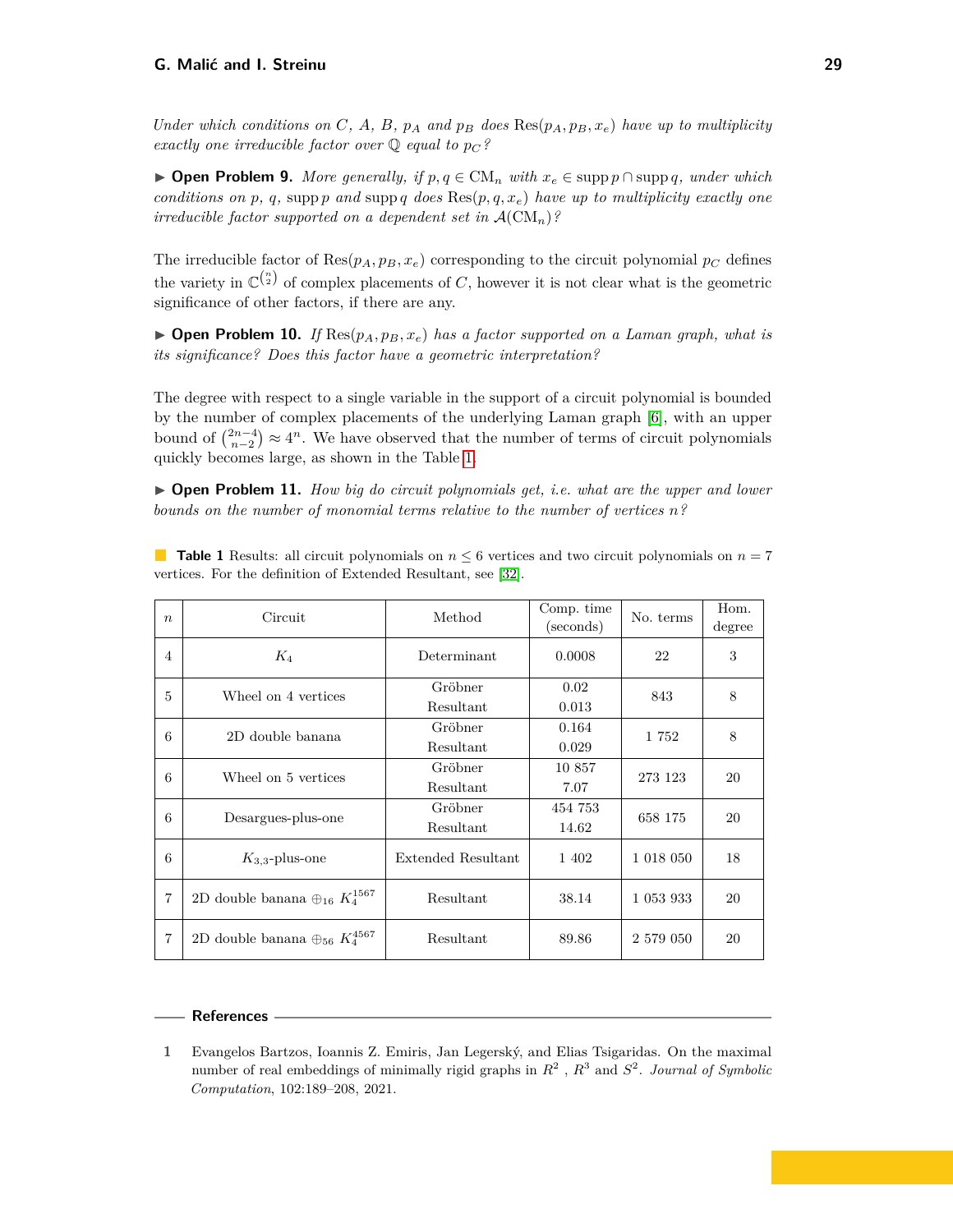*Under which conditions on $C$, $A$, $B$, $p_A$ and $p_B$ does $\mathrm{Res}(p_A, p_B, x_e)$ have up to multiplicity exactly one irreducible factor over $\mathbb{Q}$ equal to $p_C$?*

▶ **Open Problem 9.** *More generally, if $p, q \in \mathrm{CM}_n$ with $x_e \in \operatorname{supp} p \cap \operatorname{supp} q$, under which conditions on $p$, $q$, $\operatorname{supp} p$ and $\operatorname{supp} q$ does $\mathrm{Res}(p, q, x_e)$ have up to multiplicity exactly one irreducible factor supported on a dependent set in $\mathcal{A}(\mathrm{CM}_n)$?*

The irreducible factor of $\mathrm{Res}(p_A, p_B, x_e)$ corresponding to the circuit polynomial $p_C$ defines the variety in $\mathbb{C}^{\binom{n}{2}}$ of complex placements of $C$, however it is not clear what is the geometric significance of other factors, if there are any.

▶ **Open Problem 10.** *If $\mathrm{Res}(p_A, p_B, x_e)$ has a factor supported on a Laman graph, what is its significance? Does this factor have a geometric interpretation?*

The degree with respect to a single variable in the support of a circuit polynomial is bounded by the number of complex placements of the underlying Laman graph [6], with an upper bound of $\binom{2n-4}{n-2} \approx 4^n$. We have observed that the number of terms of circuit polynomials quickly becomes large, as shown in the Table 1.

▶ **Open Problem 11.** *How big do circuit polynomials get, i.e. what are the upper and lower bounds on the number of monomial terms relative to the number of vertices $n$?*

**Table 1** Results: all circuit polynomials on $n \leq 6$ vertices and two circuit polynomials on $n = 7$ vertices. For the definition of Extended Resultant, see [32].

| $n$ | Circuit | Method | Comp. time (seconds) | No. terms | Hom. degree |
|---|---|---|---|---|---|
| 4 | $K_4$ | Determinant | 0.0008 | 22 | 3 |
| 5 | Wheel on 4 vertices | Gröbner<br>Resultant | 0.02<br>0.013 | 843 | 8 |
| 6 | 2D double banana | Gröbner<br>Resultant | 0.164<br>0.029 | 1 752 | 8 |
| 6 | Wheel on 5 vertices | Gröbner<br>Resultant | 10 857<br>7.07 | 273 123 | 20 |
| 6 | Desargues-plus-one | Gröbner<br>Resultant | 454 753<br>14.62 | 658 175 | 20 |
| 6 | $K_{3,3}$-plus-one | Extended Resultant | 1 402 | 1 018 050 | 18 |
| 7 | 2D double banana $\oplus_{16}$ $K_4^{1567}$ | Resultant | 38.14 | 1 053 933 | 20 |
| 7 | 2D double banana $\oplus_{56}$ $K_4^{4567}$ | Resultant | 89.86 | 2 579 050 | 20 |

## References

1. Evangelos Bartzos, Ioannis Z. Emiris, Jan Legerský, and Elias Tsigaridas. On the maximal number of real embeddings of minimally rigid graphs in $R^2$ , $R^3$ and $S^2$. *Journal of Symbolic Computation*, 102:189–208, 2021.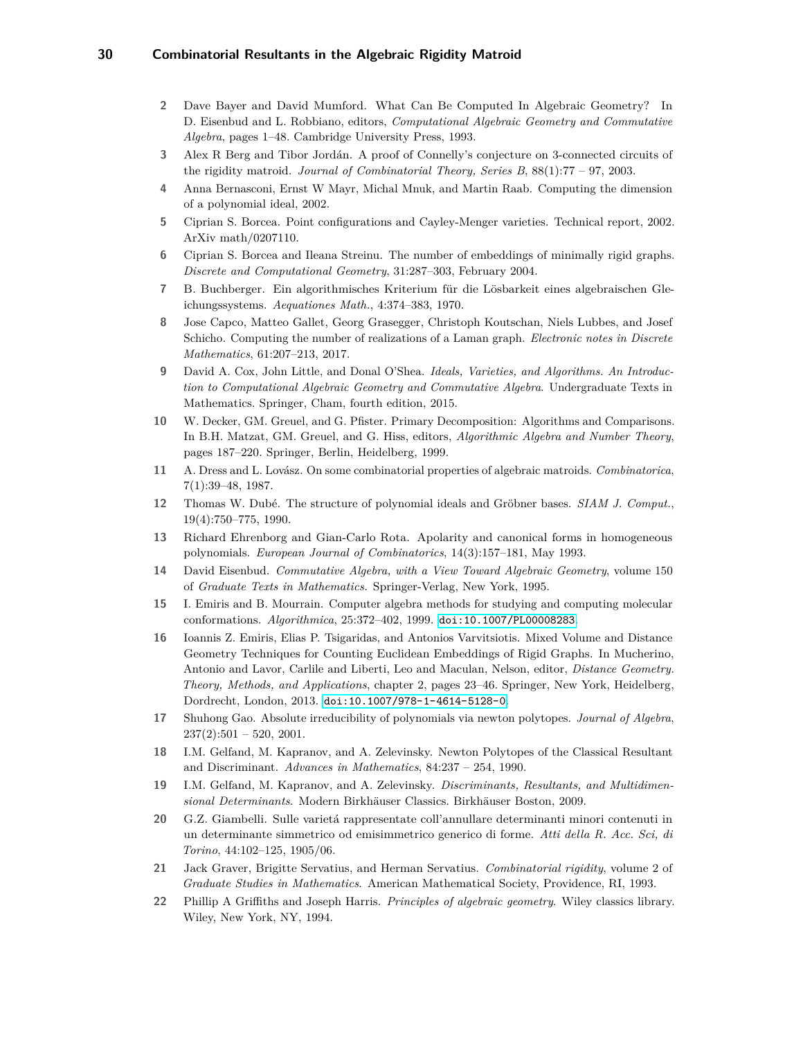2. Dave Bayer and David Mumford. What Can Be Computed In Algebraic Geometry? In D. Eisenbud and L. Robbiano, editors, *Computational Algebraic Geometry and Commutative Algebra*, pages 1–48. Cambridge University Press, 1993.
3. Alex R Berg and Tibor Jordán. A proof of Connelly's conjecture on 3-connected circuits of the rigidity matroid. *Journal of Combinatorial Theory, Series B*, 88(1):77 – 97, 2003.
4. Anna Bernasconi, Ernst W Mayr, Michal Mnuk, and Martin Raab. Computing the dimension of a polynomial ideal, 2002.
5. Ciprian S. Borcea. Point configurations and Cayley-Menger varieties. Technical report, 2002. ArXiv math/0207110.
6. Ciprian S. Borcea and Ileana Streinu. The number of embeddings of minimally rigid graphs. *Discrete and Computational Geometry*, 31:287–303, February 2004.
7. B. Buchberger. Ein algorithmisches Kriterium für die Lösbarkeit eines algebraischen Gleichungssystems. *Aequationes Math.*, 4:374–383, 1970.
8. Jose Capco, Matteo Gallet, Georg Grasegger, Christoph Koutschan, Niels Lubbes, and Josef Schicho. Computing the number of realizations of a Laman graph. *Electronic notes in Discrete Mathematics*, 61:207–213, 2017.
9. David A. Cox, John Little, and Donal O'Shea. *Ideals, Varieties, and Algorithms. An Introduction to Computational Algebraic Geometry and Commutative Algebra*. Undergraduate Texts in Mathematics. Springer, Cham, fourth edition, 2015.
10. W. Decker, GM. Greuel, and G. Pfister. Primary Decomposition: Algorithms and Comparisons. In B.H. Matzat, GM. Greuel, and G. Hiss, editors, *Algorithmic Algebra and Number Theory*, pages 187–220. Springer, Berlin, Heidelberg, 1999.
11. A. Dress and L. Lovász. On some combinatorial properties of algebraic matroids. *Combinatorica*, 7(1):39–48, 1987.
12. Thomas W. Dubé. The structure of polynomial ideals and Gröbner bases. *SIAM J. Comput.*, 19(4):750–775, 1990.
13. Richard Ehrenborg and Gian-Carlo Rota. Apolarity and canonical forms in homogeneous polynomials. *European Journal of Combinatorics*, 14(3):157–181, May 1993.
14. David Eisenbud. *Commutative Algebra, with a View Toward Algebraic Geometry*, volume 150 of *Graduate Texts in Mathematics*. Springer-Verlag, New York, 1995.
15. I. Emiris and B. Mourrain. Computer algebra methods for studying and computing molecular conformations. *Algorithmica*, 25:372–402, 1999. doi:10.1007/PL00008283.
16. Ioannis Z. Emiris, Elias P. Tsigaridas, and Antonios Varvitsiotis. Mixed Volume and Distance Geometry Techniques for Counting Euclidean Embeddings of Rigid Graphs. In Mucherino, Antonio and Lavor, Carlile and Liberti, Leo and Maculan, Nelson, editor, *Distance Geometry. Theory, Methods, and Applications*, chapter 2, pages 23–46. Springer, New York, Heidelberg, Dordrecht, London, 2013. doi:10.1007/978-1-4614-5128-0.
17. Shuhong Gao. Absolute irreducibility of polynomials via newton polytopes. *Journal of Algebra*, 237(2):501 – 520, 2001.
18. I.M. Gelfand, M. Kapranov, and A. Zelevinsky. Newton Polytopes of the Classical Resultant and Discriminant. *Advances in Mathematics*, 84:237 – 254, 1990.
19. I.M. Gelfand, M. Kapranov, and A. Zelevinsky. *Discriminants, Resultants, and Multidimensional Determinants*. Modern Birkhäuser Classics. Birkhäuser Boston, 2009.
20. G.Z. Giambelli. Sulle varietá rappresentate coll'annullare determinanti minori contenuti in un determinante simmetrico od emisimmetrico generico di forme. *Atti della R. Acc. Sci, di Torino*, 44:102–125, 1905/06.
21. Jack Graver, Brigitte Servatius, and Herman Servatius. *Combinatorial rigidity*, volume 2 of *Graduate Studies in Mathematics*. American Mathematical Society, Providence, RI, 1993.
22. Phillip A Griffiths and Joseph Harris. *Principles of algebraic geometry*. Wiley classics library. Wiley, New York, NY, 1994.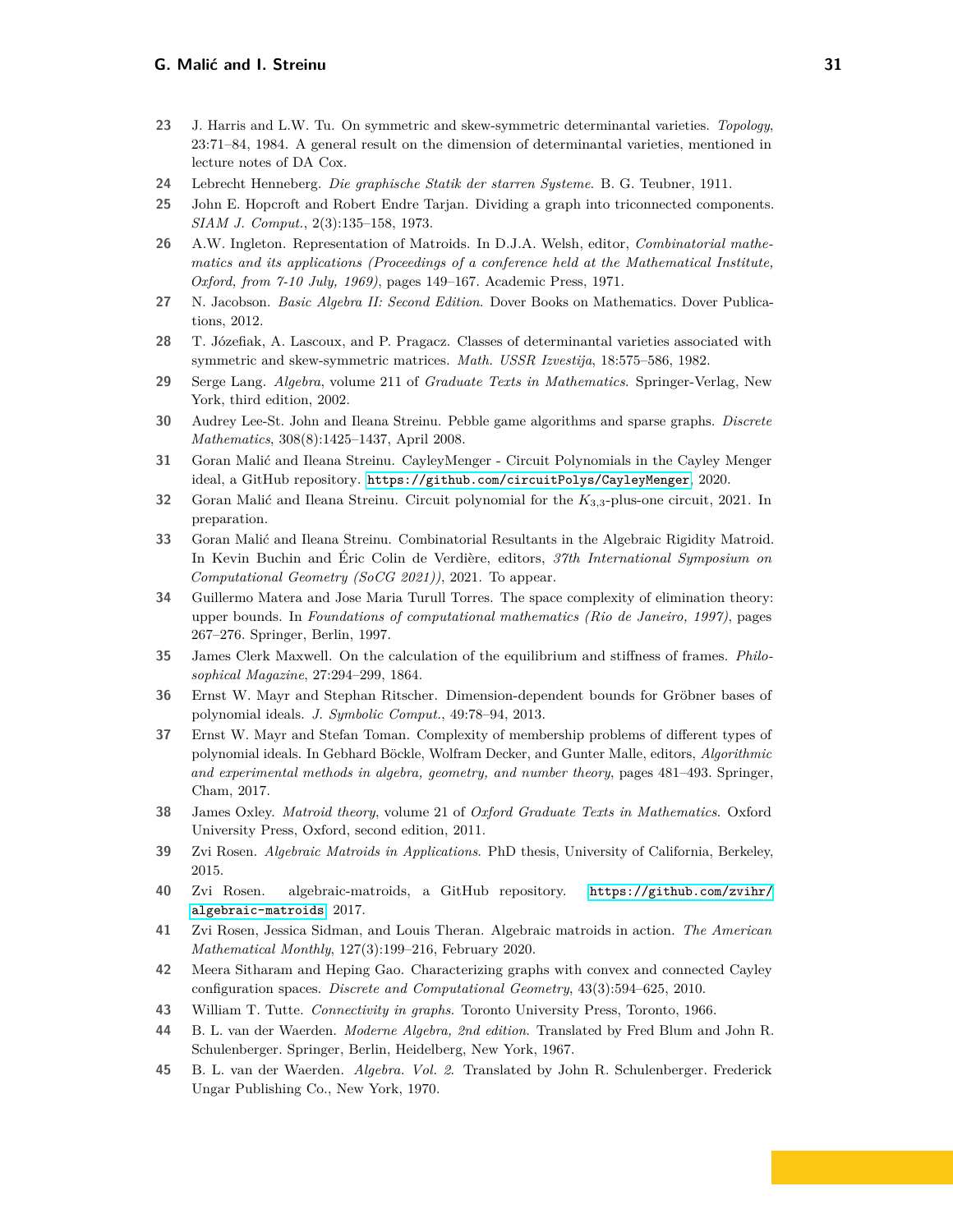23 J. Harris and L.W. Tu. On symmetric and skew-symmetric determinantal varieties. *Topology*, 23:71–84, 1984. A general result on the dimension of determinantal varieties, mentioned in lecture notes of DA Cox.

24 Lebrecht Henneberg. *Die graphische Statik der starren Systeme*. B. G. Teubner, 1911.

25 John E. Hopcroft and Robert Endre Tarjan. Dividing a graph into triconnected components. *SIAM J. Comput.*, 2(3):135–158, 1973.

26 A.W. Ingleton. Representation of Matroids. In D.J.A. Welsh, editor, *Combinatorial mathematics and its applications (Proceedings of a conference held at the Mathematical Institute, Oxford, from 7-10 July, 1969)*, pages 149–167. Academic Press, 1971.

27 N. Jacobson. *Basic Algebra II: Second Edition*. Dover Books on Mathematics. Dover Publications, 2012.

28 T. Józefiak, A. Lascoux, and P. Pragacz. Classes of determinantal varieties associated with symmetric and skew-symmetric matrices. *Math. USSR Izvestija*, 18:575–586, 1982.

29 Serge Lang. *Algebra*, volume 211 of *Graduate Texts in Mathematics*. Springer-Verlag, New York, third edition, 2002.

30 Audrey Lee-St. John and Ileana Streinu. Pebble game algorithms and sparse graphs. *Discrete Mathematics*, 308(8):1425–1437, April 2008.

31 Goran Malić and Ileana Streinu. CayleyMenger - Circuit Polynomials in the Cayley Menger ideal, a GitHub repository. https://github.com/circuitPolys/CayleyMenger, 2020.

32 Goran Malić and Ileana Streinu. Circuit polynomial for the $K_{3,3}$-plus-one circuit, 2021. In preparation.

33 Goran Malić and Ileana Streinu. Combinatorial Resultants in the Algebraic Rigidity Matroid. In Kevin Buchin and Éric Colin de Verdière, editors, *37th International Symposium on Computational Geometry (SoCG 2021))*, 2021. To appear.

34 Guillermo Matera and Jose Maria Turull Torres. The space complexity of elimination theory: upper bounds. In *Foundations of computational mathematics (Rio de Janeiro, 1997)*, pages 267–276. Springer, Berlin, 1997.

35 James Clerk Maxwell. On the calculation of the equilibrium and stiffness of frames. *Philosophical Magazine*, 27:294–299, 1864.

36 Ernst W. Mayr and Stephan Ritscher. Dimension-dependent bounds for Gröbner bases of polynomial ideals. *J. Symbolic Comput.*, 49:78–94, 2013.

37 Ernst W. Mayr and Stefan Toman. Complexity of membership problems of different types of polynomial ideals. In Gebhard Böckle, Wolfram Decker, and Gunter Malle, editors, *Algorithmic and experimental methods in algebra, geometry, and number theory*, pages 481–493. Springer, Cham, 2017.

38 James Oxley. *Matroid theory*, volume 21 of *Oxford Graduate Texts in Mathematics*. Oxford University Press, Oxford, second edition, 2011.

39 Zvi Rosen. *Algebraic Matroids in Applications*. PhD thesis, University of California, Berkeley, 2015.

40 Zvi Rosen. algebraic-matroids, a GitHub repository. https://github.com/zvihr/algebraic-matroids, 2017.

41 Zvi Rosen, Jessica Sidman, and Louis Theran. Algebraic matroids in action. *The American Mathematical Monthly*, 127(3):199–216, February 2020.

42 Meera Sitharam and Heping Gao. Characterizing graphs with convex and connected Cayley configuration spaces. *Discrete and Computational Geometry*, 43(3):594–625, 2010.

43 William T. Tutte. *Connectivity in graphs*. Toronto University Press, Toronto, 1966.

44 B. L. van der Waerden. *Moderne Algebra, 2nd edition*. Translated by Fred Blum and John R. Schulenberger. Springer, Berlin, Heidelberg, New York, 1967.

45 B. L. van der Waerden. *Algebra. Vol. 2*. Translated by John R. Schulenberger. Frederick Ungar Publishing Co., New York, 1970.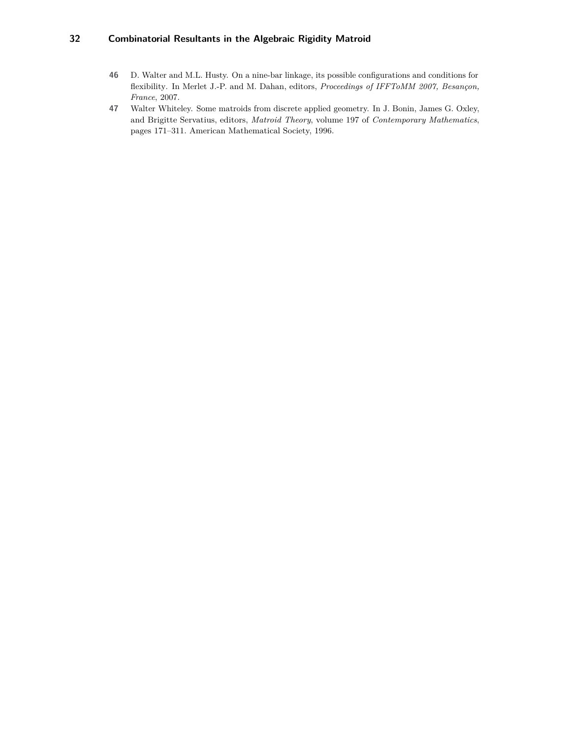46 D. Walter and M.L. Husty. On a nine-bar linkage, its possible configurations and conditions for flexibility. In Merlet J.-P. and M. Dahan, editors, *Proceedings of IFFToMM 2007, Besançon, France*, 2007.

47 Walter Whiteley. Some matroids from discrete applied geometry. In J. Bonin, James G. Oxley, and Brigitte Servatius, editors, *Matroid Theory*, volume 197 of *Contemporary Mathematics*, pages 171–311. American Mathematical Society, 1996.